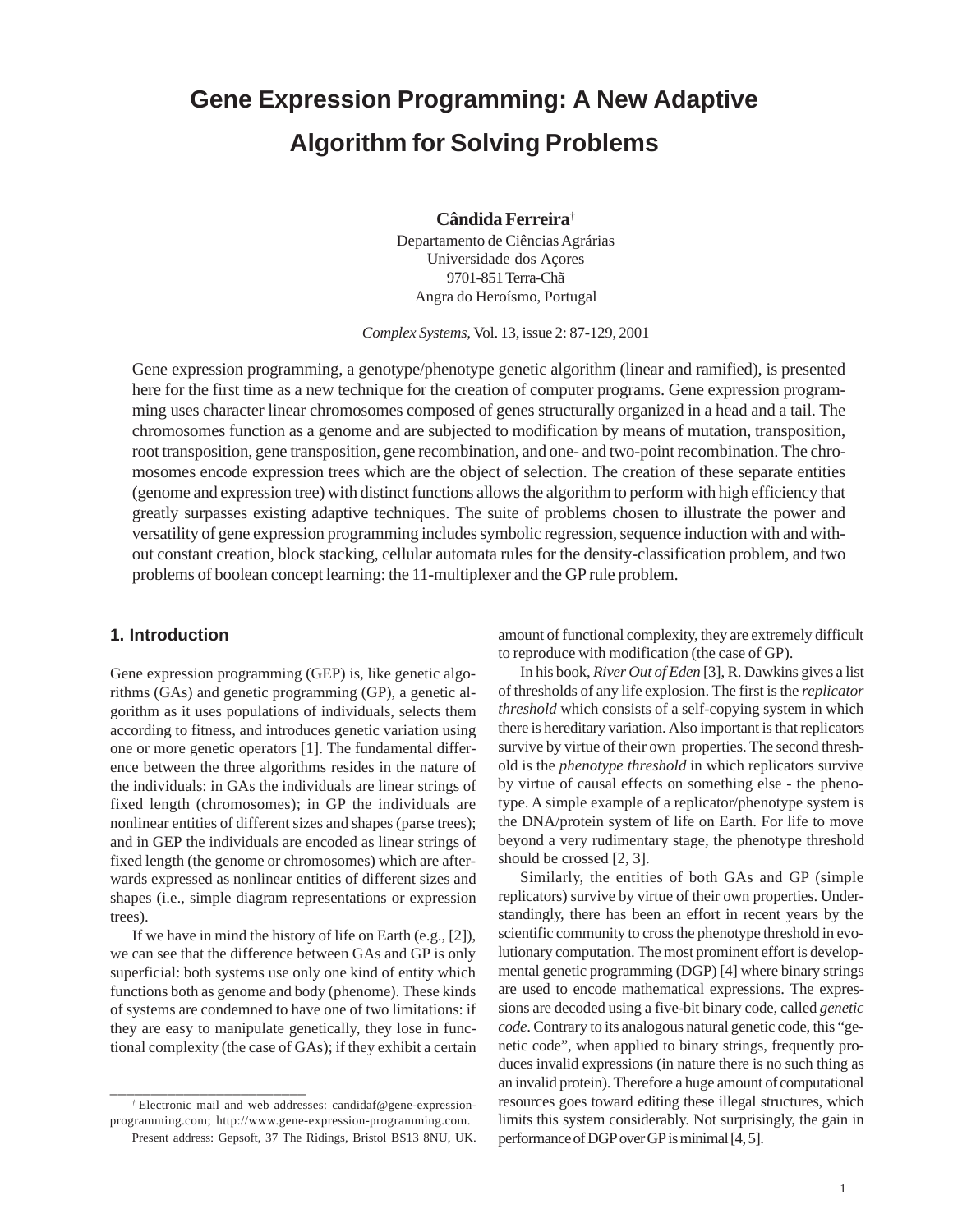# Gene Expression Programming: A New Adaptive Algorithm for Solving Problems

**Cândida Ferreira**[†]

Departamento de Ciências Agrárias
Universidade dos Açores
9701-851 Terra-Chã
Angra do Heroísmo, Portugal

*Complex Systems*, Vol. 13, issue 2: 87-129, 2001

Gene expression programming, a genotype/phenotype genetic algorithm (linear and ramified), is presented here for the first time as a new technique for the creation of computer programs. Gene expression programming uses character linear chromosomes composed of genes structurally organized in a head and a tail. The chromosomes function as a genome and are subjected to modification by means of mutation, transposition, root transposition, gene transposition, gene recombination, and one- and two-point recombination. The chromosomes encode expression trees which are the object of selection. The creation of these separate entities (genome and expression tree) with distinct functions allows the algorithm to perform with high efficiency that greatly surpasses existing adaptive techniques. The suite of problems chosen to illustrate the power and versatility of gene expression programming includes symbolic regression, sequence induction with and without constant creation, block stacking, cellular automata rules for the density-classification problem, and two problems of boolean concept learning: the 11-multiplexer and the GP rule problem.

## 1. Introduction

Gene expression programming (GEP) is, like genetic algorithms (GAs) and genetic programming (GP), a genetic algorithm as it uses populations of individuals, selects them according to fitness, and introduces genetic variation using one or more genetic operators [1]. The fundamental difference between the three algorithms resides in the nature of the individuals: in GAs the individuals are linear strings of fixed length (chromosomes); in GP the individuals are nonlinear entities of different sizes and shapes (parse trees); and in GEP the individuals are encoded as linear strings of fixed length (the genome or chromosomes) which are afterwards expressed as nonlinear entities of different sizes and shapes (i.e., simple diagram representations or expression trees).

If we have in mind the history of life on Earth (e.g., [2]), we can see that the difference between GAs and GP is only superficial: both systems use only one kind of entity which functions both as genome and body (phenome). These kinds of systems are condemned to have one of two limitations: if they are easy to manipulate genetically, they lose in functional complexity (the case of GAs); if they exhibit a certain amount of functional complexity, they are extremely difficult to reproduce with modification (the case of GP).

In his book, *River Out of Eden* [3], R. Dawkins gives a list of thresholds of any life explosion. The first is the *replicator threshold* which consists of a self-copying system in which there is hereditary variation. Also important is that replicators survive by virtue of their own properties. The second threshold is the *phenotype threshold* in which replicators survive by virtue of causal effects on something else - the phenotype. A simple example of a replicator/phenotype system is the DNA/protein system of life on Earth. For life to move beyond a very rudimentary stage, the phenotype threshold should be crossed [2, 3].

Similarly, the entities of both GAs and GP (simple replicators) survive by virtue of their own properties. Understandingly, there has been an effort in recent years by the scientific community to cross the phenotype threshold in evolutionary computation. The most prominent effort is developmental genetic programming (DGP) [4] where binary strings are used to encode mathematical expressions. The expressions are decoded using a five-bit binary code, called *genetic code*. Contrary to its analogous natural genetic code, this "genetic code", when applied to binary strings, frequently produces invalid expressions (in nature there is no such thing as an invalid protein). Therefore a huge amount of computational resources goes toward editing these illegal structures, which limits this system considerably. Not surprisingly, the gain in performance of DGP over GP is minimal [4, 5].

---

[†] Electronic mail and web addresses: candidaf@gene-expression-programming.com; http://www.gene-expression-programming.com.

Present address: Gepsoft, 37 The Ridings, Bristol BS13 8NU, UK.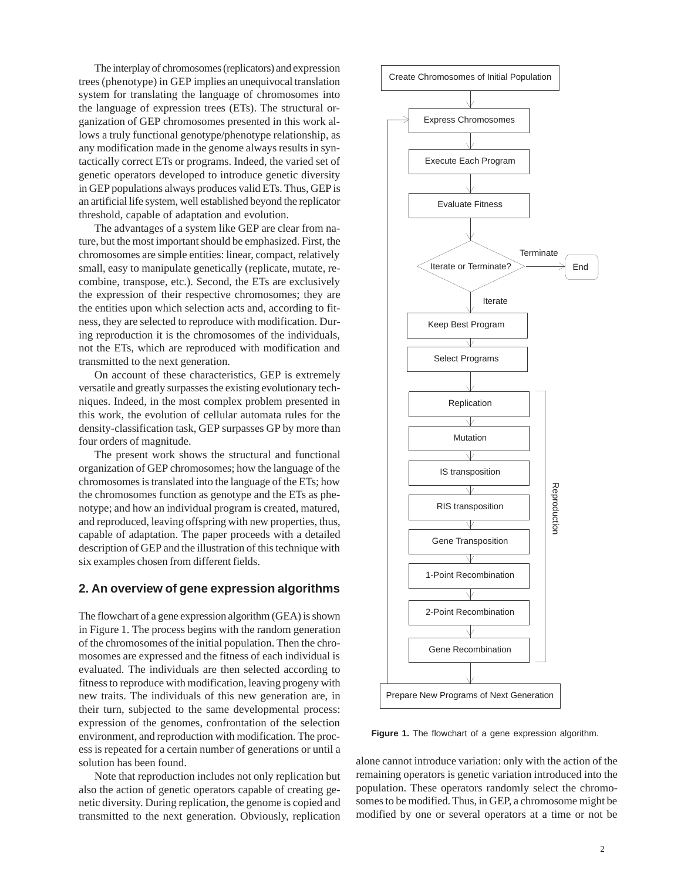The interplay of chromosomes (replicators) and expression trees (phenotype) in GEP implies an unequivocal translation system for translating the language of chromosomes into the language of expression trees (ETs). The structural organization of GEP chromosomes presented in this work allows a truly functional genotype/phenotype relationship, as any modification made in the genome always results in syntactically correct ETs or programs. Indeed, the varied set of genetic operators developed to introduce genetic diversity in GEP populations always produces valid ETs. Thus, GEP is an artificial life system, well established beyond the replicator threshold, capable of adaptation and evolution.

The advantages of a system like GEP are clear from nature, but the most important should be emphasized. First, the chromosomes are simple entities: linear, compact, relatively small, easy to manipulate genetically (replicate, mutate, recombine, transpose, etc.). Second, the ETs are exclusively the expression of their respective chromosomes; they are the entities upon which selection acts and, according to fitness, they are selected to reproduce with modification. During reproduction it is the chromosomes of the individuals, not the ETs, which are reproduced with modification and transmitted to the next generation.

On account of these characteristics, GEP is extremely versatile and greatly surpasses the existing evolutionary techniques. Indeed, in the most complex problem presented in this work, the evolution of cellular automata rules for the density-classification task, GEP surpasses GP by more than four orders of magnitude.

The present work shows the structural and functional organization of GEP chromosomes; how the language of the chromosomes is translated into the language of the ETs; how the chromosomes function as genotype and the ETs as phenotype; and how an individual program is created, matured, and reproduced, leaving offspring with new properties, thus, capable of adaptation. The paper proceeds with a detailed description of GEP and the illustration of this technique with six examples chosen from different fields.

## 2. An overview of gene expression algorithms

The flowchart of a gene expression algorithm (GEA) is shown in Figure 1. The process begins with the random generation of the chromosomes of the initial population. Then the chromosomes are expressed and the fitness of each individual is evaluated. The individuals are then selected according to fitness to reproduce with modification, leaving progeny with new traits. The individuals of this new generation are, in their turn, subjected to the same developmental process: expression of the genomes, confrontation of the selection environment, and reproduction with modification. The process is repeated for a certain number of generations or until a solution has been found.

Note that reproduction includes not only replication but also the action of genetic operators capable of creating genetic diversity. During replication, the genome is copied and transmitted to the next generation. Obviously, replication alone cannot introduce variation: only with the action of the remaining operators is genetic variation introduced into the population. These operators randomly select the chromosomes to be modified. Thus, in GEP, a chromosome might be modified by one or several operators at a time or not be

Create Chromosomes of Initial Population → Express Chromosomes → Execute Each Program → Evaluate Fitness → Iterate or Terminate? (Terminate → End; Iterate →) Keep Best Program → Select Programs → Reproduction: [Replication → Mutation → IS transposition → RIS transposition → Gene Transposition → 1-Point Recombination → 2-Point Recombination → Gene Recombination] → Prepare New Programs of Next Generation → (back to Express Chromosomes)

**Figure 1.** The flowchart of a gene expression algorithm.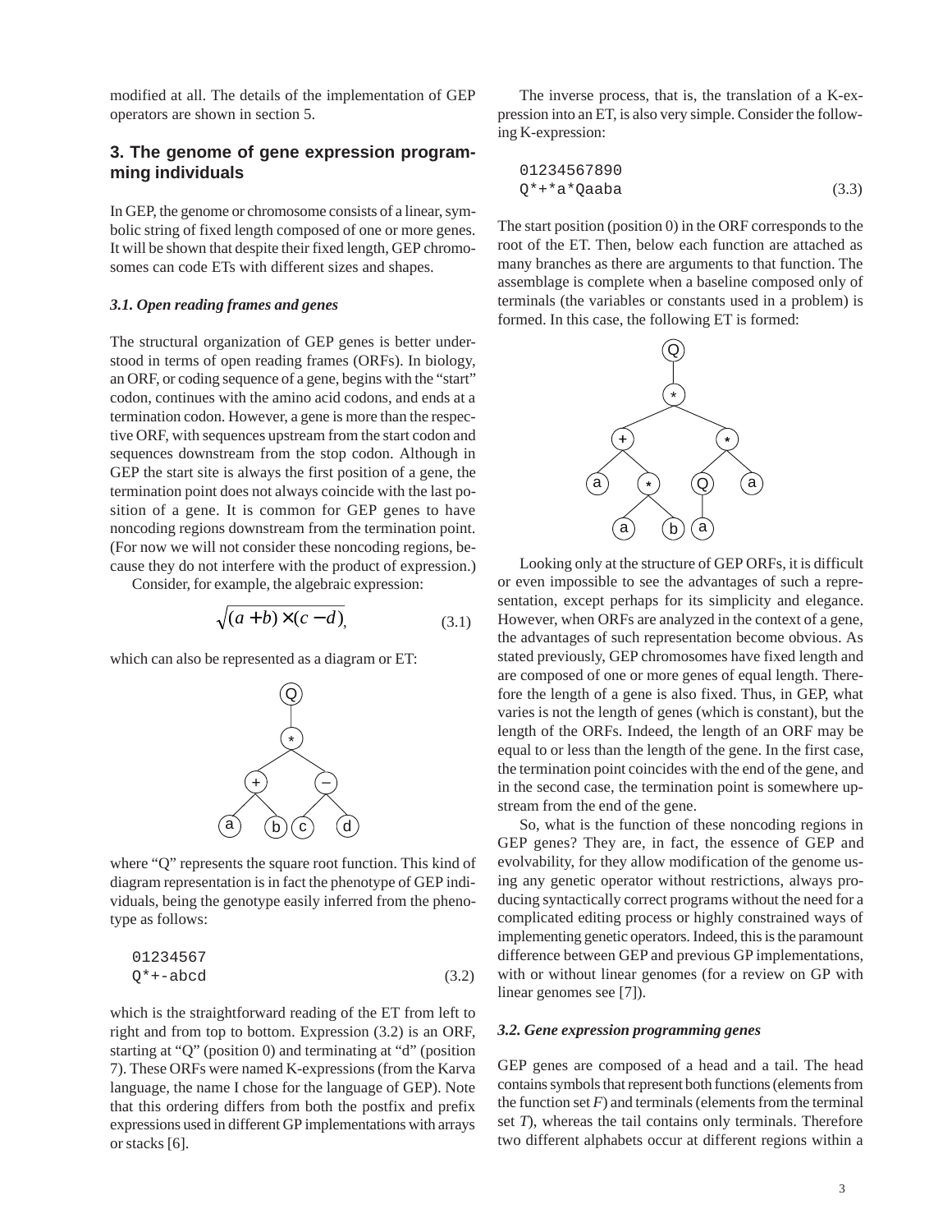modified at all. The details of the implementation of GEP operators are shown in section 5.

## 3. The genome of gene expression programming individuals

In GEP, the genome or chromosome consists of a linear, symbolic string of fixed length composed of one or more genes. It will be shown that despite their fixed length, GEP chromosomes can code ETs with different sizes and shapes.

### *3.1. Open reading frames and genes*

The structural organization of GEP genes is better understood in terms of open reading frames (ORFs). In biology, an ORF, or coding sequence of a gene, begins with the "start" codon, continues with the amino acid codons, and ends at a termination codon. However, a gene is more than the respective ORF, with sequences upstream from the start codon and sequences downstream from the stop codon. Although in GEP the start site is always the first position of a gene, the termination point does not always coincide with the last position of a gene. It is common for GEP genes to have noncoding regions downstream from the termination point. (For now we will not consider these noncoding regions, because they do not interfere with the product of expression.)

Consider, for example, the algebraic expression:

$$\sqrt{(a+b)\times(c-d)}, \tag{3.1}$$

which can also be represented as a diagram or ET:

where "Q" represents the square root function. This kind of diagram representation is in fact the phenotype of GEP individuals, being the genotype easily inferred from the phenotype as follows:

```
01234567
Q*+-abcd                                    (3.2)
```

which is the straightforward reading of the ET from left to right and from top to bottom. Expression (3.2) is an ORF, starting at "Q" (position 0) and terminating at "d" (position 7). These ORFs were named K-expressions (from the Karva language, the name I chose for the language of GEP). Note that this ordering differs from both the postfix and prefix expressions used in different GP implementations with arrays or stacks [6].

The inverse process, that is, the translation of a K-expression into an ET, is also very simple. Consider the following K-expression:

```
01234567890
Q*+*a*Qaaba                                 (3.3)
```

The start position (position 0) in the ORF corresponds to the root of the ET. Then, below each function are attached as many branches as there are arguments to that function. The assemblage is complete when a baseline composed only of terminals (the variables or constants used in a problem) is formed. In this case, the following ET is formed:

Looking only at the structure of GEP ORFs, it is difficult or even impossible to see the advantages of such a representation, except perhaps for its simplicity and elegance. However, when ORFs are analyzed in the context of a gene, the advantages of such representation become obvious. As stated previously, GEP chromosomes have fixed length and are composed of one or more genes of equal length. Therefore the length of a gene is also fixed. Thus, in GEP, what varies is not the length of genes (which is constant), but the length of the ORFs. Indeed, the length of an ORF may be equal to or less than the length of the gene. In the first case, the termination point coincides with the end of the gene, and in the second case, the termination point is somewhere upstream from the end of the gene.

So, what is the function of these noncoding regions in GEP genes? They are, in fact, the essence of GEP and evolvability, for they allow modification of the genome using any genetic operator without restrictions, always producing syntactically correct programs without the need for a complicated editing process or highly constrained ways of implementing genetic operators. Indeed, this is the paramount difference between GEP and previous GP implementations, with or without linear genomes (for a review on GP with linear genomes see [7]).

### *3.2. Gene expression programming genes*

GEP genes are composed of a head and a tail. The head contains symbols that represent both functions (elements from the function set *F*) and terminals (elements from the terminal set *T*), whereas the tail contains only terminals. Therefore two different alphabets occur at different regions within a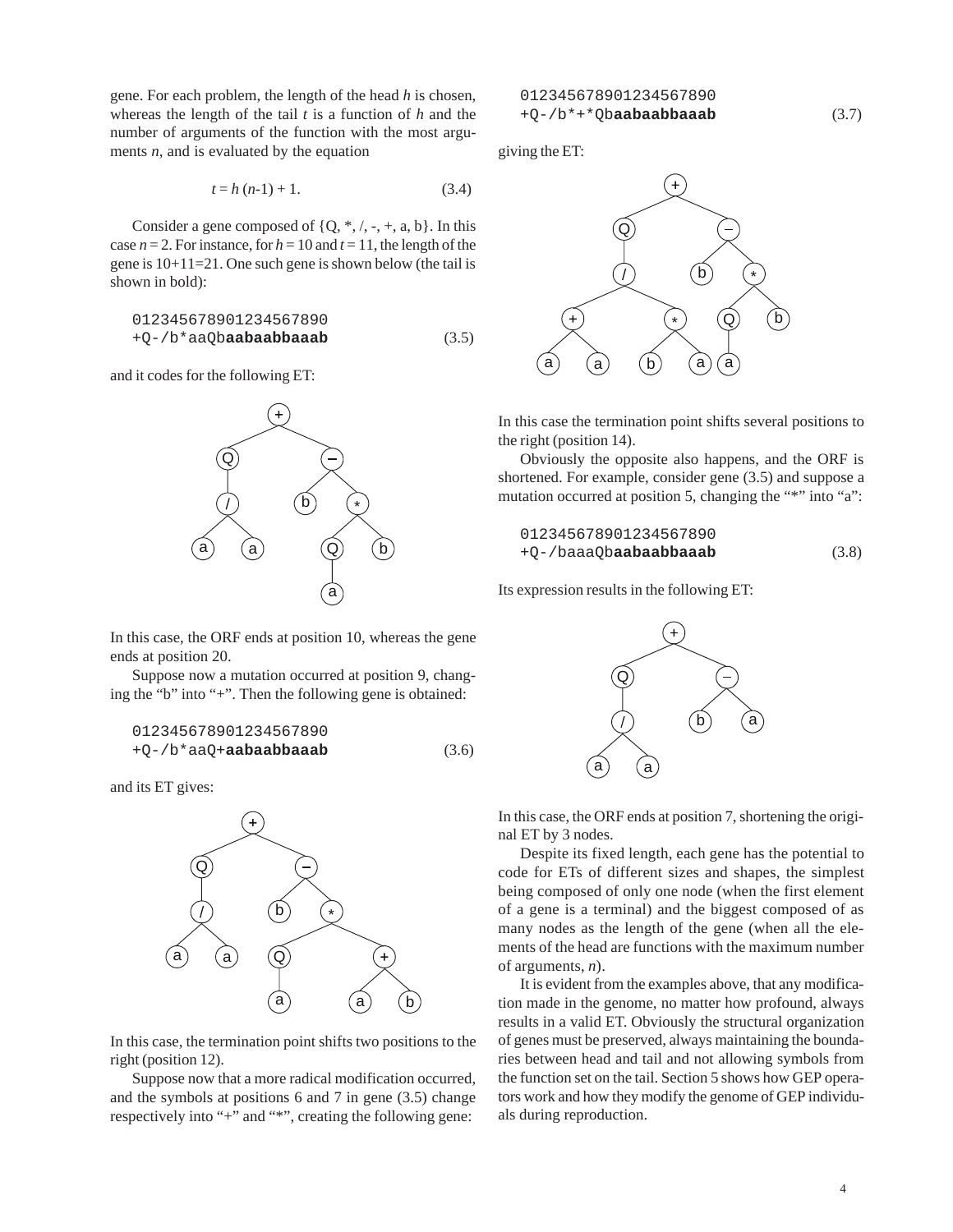gene. For each problem, the length of the head $h$ is chosen, whereas the length of the tail $t$ is a function of $h$ and the number of arguments of the function with the most arguments $n$, and is evaluated by the equation

$$t = h\,(n\text{-}1) + 1. \tag{3.4}$$

Consider a gene composed of {Q, *, /, -, +, a, b}. In this case $n = 2$. For instance, for $h = 10$ and $t = 11$, the length of the gene is 10+11=21. One such gene is shown below (the tail is shown in bold):

```
012345678901234567890
+Q-/b*aaQbaabaabbaaab          (3.5)
```

and it codes for the following ET:

In this case, the ORF ends at position 10, whereas the gene ends at position 20.

Suppose now a mutation occurred at position 9, changing the "b" into "+". Then the following gene is obtained:

```
012345678901234567890
+Q-/b*aaQ+aabaabbaaab          (3.6)
```

and its ET gives:

In this case, the termination point shifts two positions to the right (position 12).

Suppose now that a more radical modification occurred, and the symbols at positions 6 and 7 in gene (3.5) change respectively into "+" and "*", creating the following gene:

```
012345678901234567890
+Q-/b*+*Qbaabaabbaaab          (3.7)
```

giving the ET:

In this case the termination point shifts several positions to the right (position 14).

Obviously the opposite also happens, and the ORF is shortened. For example, consider gene (3.5) and suppose a mutation occurred at position 5, changing the "*" into "a":

```
012345678901234567890
+Q-/baaaQbaabaabbaaab          (3.8)
```

Its expression results in the following ET:

In this case, the ORF ends at position 7, shortening the original ET by 3 nodes.

Despite its fixed length, each gene has the potential to code for ETs of different sizes and shapes, the simplest being composed of only one node (when the first element of a gene is a terminal) and the biggest composed of as many nodes as the length of the gene (when all the elements of the head are functions with the maximum number of arguments, $n$).

It is evident from the examples above, that any modification made in the genome, no matter how profound, always results in a valid ET. Obviously the structural organization of genes must be preserved, always maintaining the boundaries between head and tail and not allowing symbols from the function set on the tail. Section 5 shows how GEP operators work and how they modify the genome of GEP individuals during reproduction.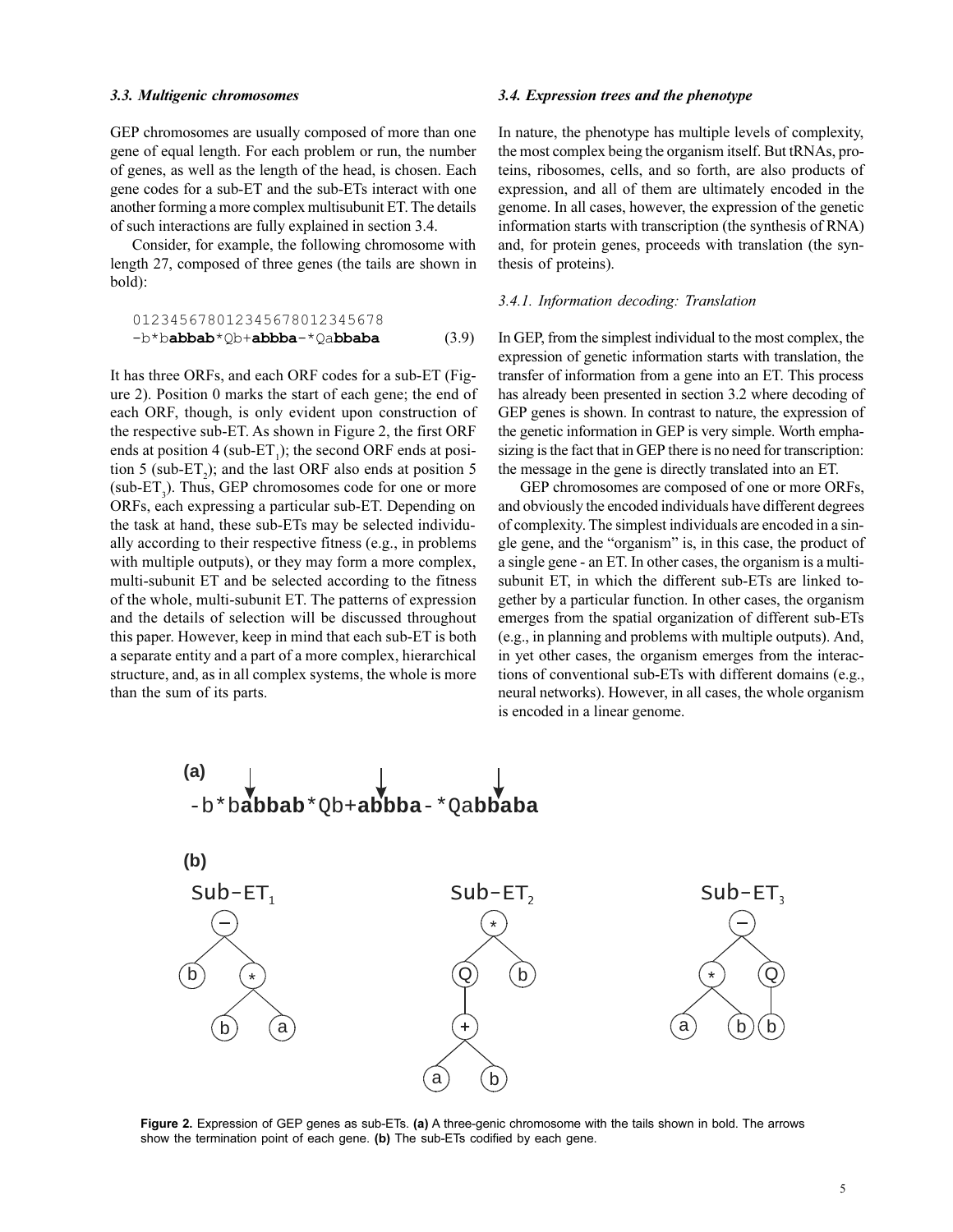### 3.3. Multigenic chromosomes

GEP chromosomes are usually composed of more than one gene of equal length. For each problem or run, the number of genes, as well as the length of the head, is chosen. Each gene codes for a sub-ET and the sub-ETs interact with one another forming a more complex multisubunit ET. The details of such interactions are fully explained in section 3.4.

Consider, for example, the following chromosome with length 27, composed of three genes (the tails are shown in bold):

```
012345678012345678012345678
-b*babbab*Qb+abbba-*Qabbaba          (3.9)
```

It has three ORFs, and each ORF codes for a sub-ET (Figure 2). Position 0 marks the start of each gene; the end of each ORF, though, is only evident upon construction of the respective sub-ET. As shown in Figure 2, the first ORF ends at position 4 (sub-$ET_1$); the second ORF ends at position 5 (sub-$ET_2$); and the last ORF also ends at position 5 (sub-$ET_3$). Thus, GEP chromosomes code for one or more ORFs, each expressing a particular sub-ET. Depending on the task at hand, these sub-ETs may be selected individually according to their respective fitness (e.g., in problems with multiple outputs), or they may form a more complex, multi-subunit ET and be selected according to the fitness of the whole, multi-subunit ET. The patterns of expression and the details of selection will be discussed throughout this paper. However, keep in mind that each sub-ET is both a separate entity and a part of a more complex, hierarchical structure, and, as in all complex systems, the whole is more than the sum of its parts.

### 3.4. Expression trees and the phenotype

In nature, the phenotype has multiple levels of complexity, the most complex being the organism itself. But tRNAs, proteins, ribosomes, cells, and so forth, are also products of expression, and all of them are ultimately encoded in the genome. In all cases, however, the expression of the genetic information starts with transcription (the synthesis of RNA) and, for protein genes, proceeds with translation (the synthesis of proteins).

#### 3.4.1. Information decoding: Translation

In GEP, from the simplest individual to the most complex, the expression of genetic information starts with translation, the transfer of information from a gene into an ET. This process has already been presented in section 3.2 where decoding of GEP genes is shown. In contrast to nature, the expression of the genetic information in GEP is very simple. Worth emphasizing is the fact that in GEP there is no need for transcription: the message in the gene is directly translated into an ET.

GEP chromosomes are composed of one or more ORFs, and obviously the encoded individuals have different degrees of complexity. The simplest individuals are encoded in a single gene, and the "organism" is, in this case, the product of a single gene - an ET. In other cases, the organism is a multisubunit ET, in which the different sub-ETs are linked together by a particular function. In other cases, the organism emerges from the spatial organization of different sub-ETs (e.g., in planning and problems with multiple outputs). And, in yet other cases, the organism emerges from the interactions of conventional sub-ETs with different domains (e.g., neural networks). However, in all cases, the whole organism is encoded in a linear genome.

**Figure 2.** Expression of GEP genes as sub-ETs. **(a)** A three-genic chromosome with the tails shown in bold. The arrows show the termination point of each gene. **(b)** The sub-ETs codified by each gene.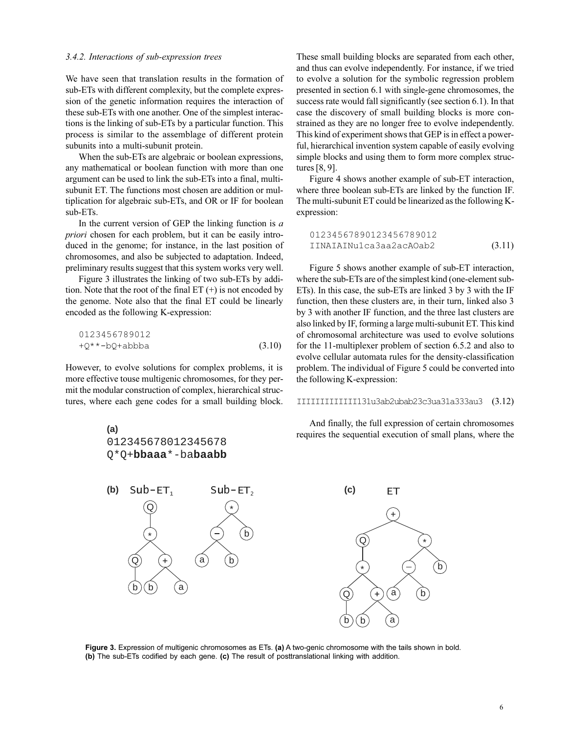*3.4.2. Interactions of sub-expression trees*

We have seen that translation results in the formation of sub-ETs with different complexity, but the complete expression of the genetic information requires the interaction of these sub-ETs with one another. One of the simplest interactions is the linking of sub-ETs by a particular function. This process is similar to the assemblage of different protein subunits into a multi-subunit protein.

When the sub-ETs are algebraic or boolean expressions, any mathematical or boolean function with more than one argument can be used to link the sub-ETs into a final, multi-subunit ET. The functions most chosen are addition or multiplication for algebraic sub-ETs, and OR or IF for boolean sub-ETs.

In the current version of GEP the linking function is *a priori* chosen for each problem, but it can be easily introduced in the genome; for instance, in the last position of chromosomes, and also be subjected to adaptation. Indeed, preliminary results suggest that this system works very well.

Figure 3 illustrates the linking of two sub-ETs by addition. Note that the root of the final ET (+) is not encoded by the genome. Note also that the final ET could be linearly encoded as the following K-expression:

```
0123456789012
+Q**-bQ+abbba
```
(3.10)

However, to evolve solutions for complex problems, it is more effective touse multigenic chromosomes, for they permit the modular construction of complex, hierarchical structures, where each gene codes for a small building block. These small building blocks are separated from each other, and thus can evolve independently. For instance, if we tried to evolve a solution for the symbolic regression problem presented in section 6.1 with single-gene chromosomes, the success rate would fall significantly (see section 6.1). In that case the discovery of small building blocks is more constrained as they are no longer free to evolve independently. This kind of experiment shows that GEP is in effect a powerful, hierarchical invention system capable of easily evolving simple blocks and using them to form more complex structures [8, 9].

Figure 4 shows another example of sub-ET interaction, where three boolean sub-ETs are linked by the function IF. The multi-subunit ET could be linearized as the following K-expression:

```
01234567890123456789012
IINAIAINu1ca3aa2acAOab2
```
(3.11)

Figure 5 shows another example of sub-ET interaction, where the sub-ETs are of the simplest kind (one-element sub-ETs). In this case, the sub-ETs are linked 3 by 3 with the IF function, then these clusters are, in their turn, linked also 3 by 3 with another IF function, and the three last clusters are also linked by IF, forming a large multi-subunit ET. This kind of chromosomal architecture was used to evolve solutions for the 11-multiplexer problem of section 6.5.2 and also to evolve cellular automata rules for the density-classification problem. The individual of Figure 5 could be converted into the following K-expression:

```
IIIIIIIIIIIII131u3ab2ubab23c3ua31a333au3
```
(3.12)

And finally, the full expression of certain chromosomes requires the sequential execution of small plans, where the

**(a)**
```
012345678012345678
Q*Q+bbaaa*-babaabb
```

**(b)** Sub-ET1, Sub-ET2 **(c)** ET

**Figure 3.** Expression of multigenic chromosomes as ETs. **(a)** A two-genic chromosome with the tails shown in bold. **(b)** The sub-ETs codified by each gene. **(c)** The result of posttranslational linking with addition.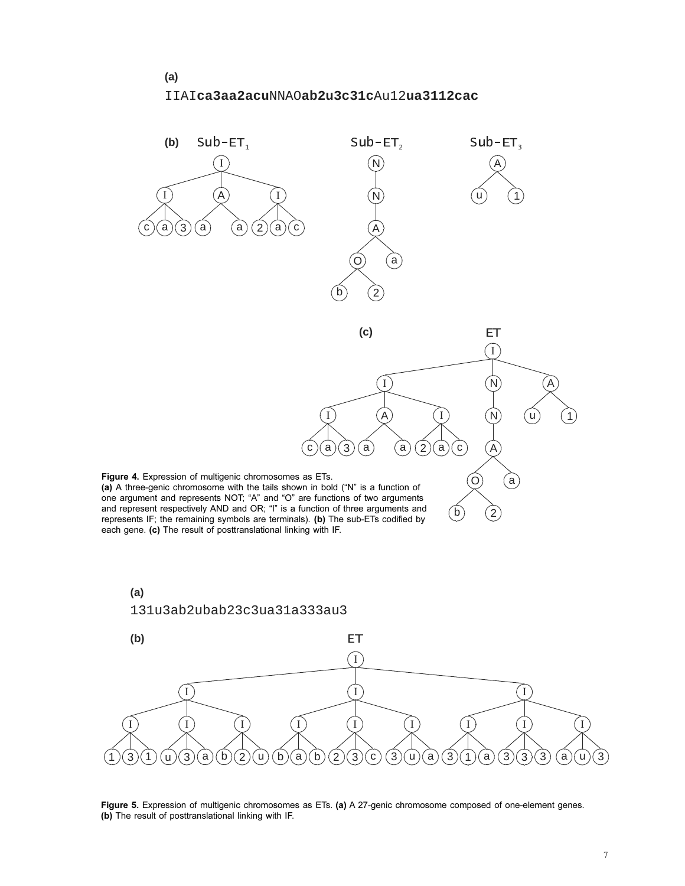**(a)**

```
IIAIca3aa2acuNNAOab2u3c31cAu12ua3112cac
```

**(b)** Sub-ET$_1$ Sub-ET$_2$ Sub-ET$_3$

**(c)** ET

**Figure 4.** Expression of multigenic chromosomes as ETs. **(a)** A three-genic chromosome with the tails shown in bold ("N" is a function of one argument and represents NOT; "A" and "O" are functions of two arguments and represent respectively AND and OR; "I" is a function of three arguments and represents IF; the remaining symbols are terminals). **(b)** The sub-ETs codified by each gene. **(c)** The result of posttranslational linking with IF.

**(a)**

```
131u3ab2ubab23c3ua31a333au3
```

**(b)** ET

**Figure 5.** Expression of multigenic chromosomes as ETs. **(a)** A 27-genic chromosome composed of one-element genes. **(b)** The result of posttranslational linking with IF.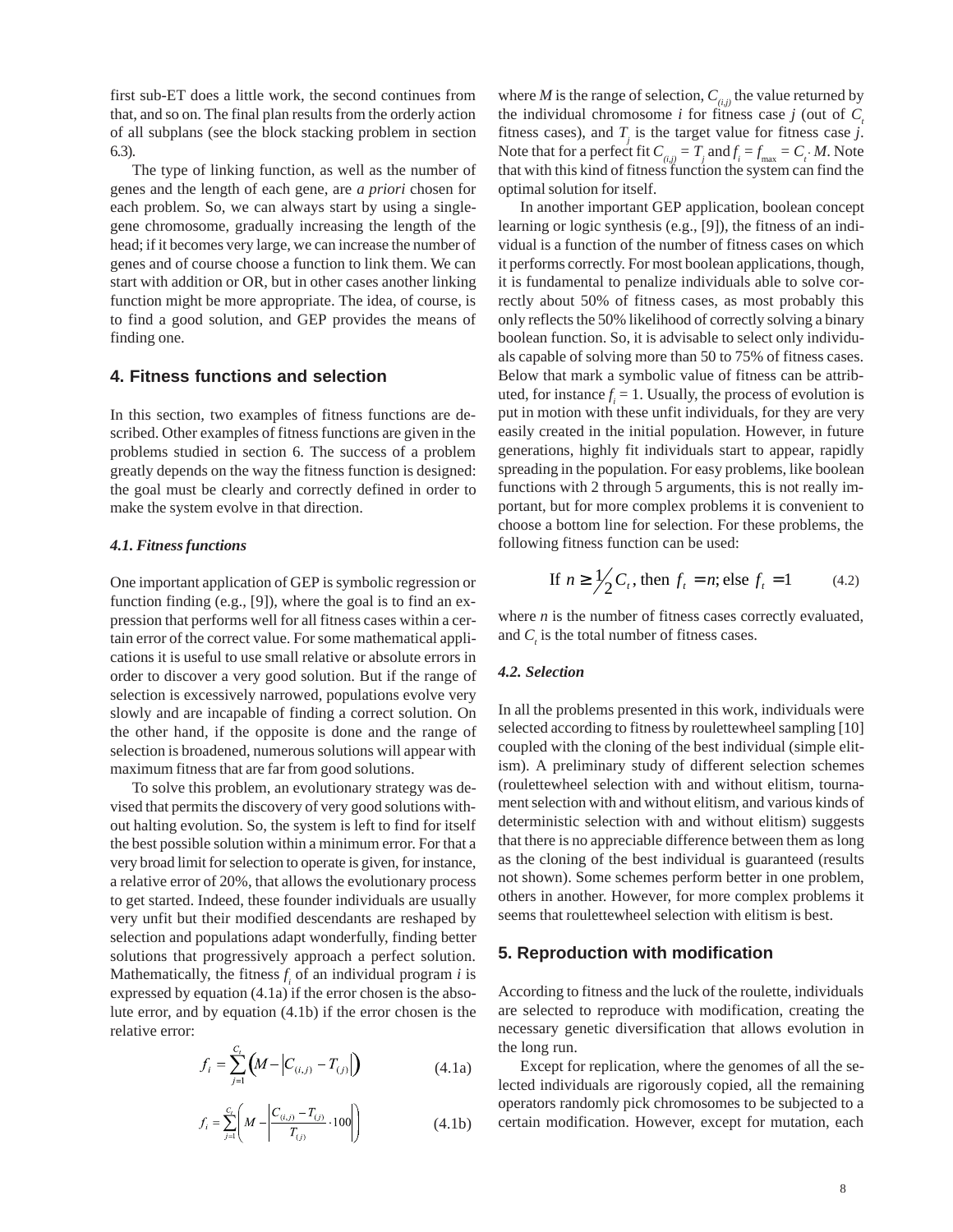first sub-ET does a little work, the second continues from that, and so on. The final plan results from the orderly action of all subplans (see the block stacking problem in section 6.3).

The type of linking function, as well as the number of genes and the length of each gene, are *a priori* chosen for each problem. So, we can always start by using a single-gene chromosome, gradually increasing the length of the head; if it becomes very large, we can increase the number of genes and of course choose a function to link them. We can start with addition or OR, but in other cases another linking function might be more appropriate. The idea, of course, is to find a good solution, and GEP provides the means of finding one.

## 4. Fitness functions and selection

In this section, two examples of fitness functions are described. Other examples of fitness functions are given in the problems studied in section 6. The success of a problem greatly depends on the way the fitness function is designed: the goal must be clearly and correctly defined in order to make the system evolve in that direction.

### *4.1. Fitness functions*

One important application of GEP is symbolic regression or function finding (e.g., [9]), where the goal is to find an expression that performs well for all fitness cases within a certain error of the correct value. For some mathematical applications it is useful to use small relative or absolute errors in order to discover a very good solution. But if the range of selection is excessively narrowed, populations evolve very slowly and are incapable of finding a correct solution. On the other hand, if the opposite is done and the range of selection is broadened, numerous solutions will appear with maximum fitness that are far from good solutions.

To solve this problem, an evolutionary strategy was devised that permits the discovery of very good solutions without halting evolution. So, the system is left to find for itself the best possible solution within a minimum error. For that a very broad limit for selection to operate is given, for instance, a relative error of 20%, that allows the evolutionary process to get started. Indeed, these founder individuals are usually very unfit but their modified descendants are reshaped by selection and populations adapt wonderfully, finding better solutions that progressively approach a perfect solution. Mathematically, the fitness $f_i$ of an individual program $i$ is expressed by equation (4.1a) if the error chosen is the absolute error, and by equation (4.1b) if the error chosen is the relative error:

$$f_i = \sum_{j=1}^{C_t} \left( M - \left| C_{(i,j)} - T_{(j)} \right| \right) \qquad (4.1a)$$

$$f_i = \sum_{j=1}^{C_t} \left( M - \left| \frac{C_{(i,j)} - T_{(j)}}{T_{(j)}} \cdot 100 \right| \right) \qquad (4.1b)$$

where $M$ is the range of selection, $C_{(i,j)}$ the value returned by the individual chromosome $i$ for fitness case $j$ (out of $C_t$ fitness cases), and $T_j$ is the target value for fitness case $j$. Note that for a perfect fit $C_{(i,j)} = T_j$ and $f_i = f_{max} = C_t \cdot M$. Note that with this kind of fitness function the system can find the optimal solution for itself.

In another important GEP application, boolean concept learning or logic synthesis (e.g., [9]), the fitness of an individual is a function of the number of fitness cases on which it performs correctly. For most boolean applications, though, it is fundamental to penalize individuals able to solve correctly about 50% of fitness cases, as most probably this only reflects the 50% likelihood of correctly solving a binary boolean function. So, it is advisable to select only individuals capable of solving more than 50 to 75% of fitness cases. Below that mark a symbolic value of fitness can be attributed, for instance $f_i = 1$. Usually, the process of evolution is put in motion with these unfit individuals, for they are very easily created in the initial population. However, in future generations, highly fit individuals start to appear, rapidly spreading in the population. For easy problems, like boolean functions with 2 through 5 arguments, this is not really important, but for more complex problems it is convenient to choose a bottom line for selection. For these problems, the following fitness function can be used:

$$\text{If } n \geq \tfrac{1}{2} C_t \text{, then } f_t = n \text{; else } f_t = 1 \qquad (4.2)$$

where $n$ is the number of fitness cases correctly evaluated, and $C_t$ is the total number of fitness cases.

### *4.2. Selection*

In all the problems presented in this work, individuals were selected according to fitness by roulettewheel sampling [10] coupled with the cloning of the best individual (simple elitism). A preliminary study of different selection schemes (roulettewheel selection with and without elitism, tournament selection with and without elitism, and various kinds of deterministic selection with and without elitism) suggests that there is no appreciable difference between them as long as the cloning of the best individual is guaranteed (results not shown). Some schemes perform better in one problem, others in another. However, for more complex problems it seems that roulettewheel selection with elitism is best.

## 5. Reproduction with modification

According to fitness and the luck of the roulette, individuals are selected to reproduce with modification, creating the necessary genetic diversification that allows evolution in the long run.

Except for replication, where the genomes of all the selected individuals are rigorously copied, all the remaining operators randomly pick chromosomes to be subjected to a certain modification. However, except for mutation, each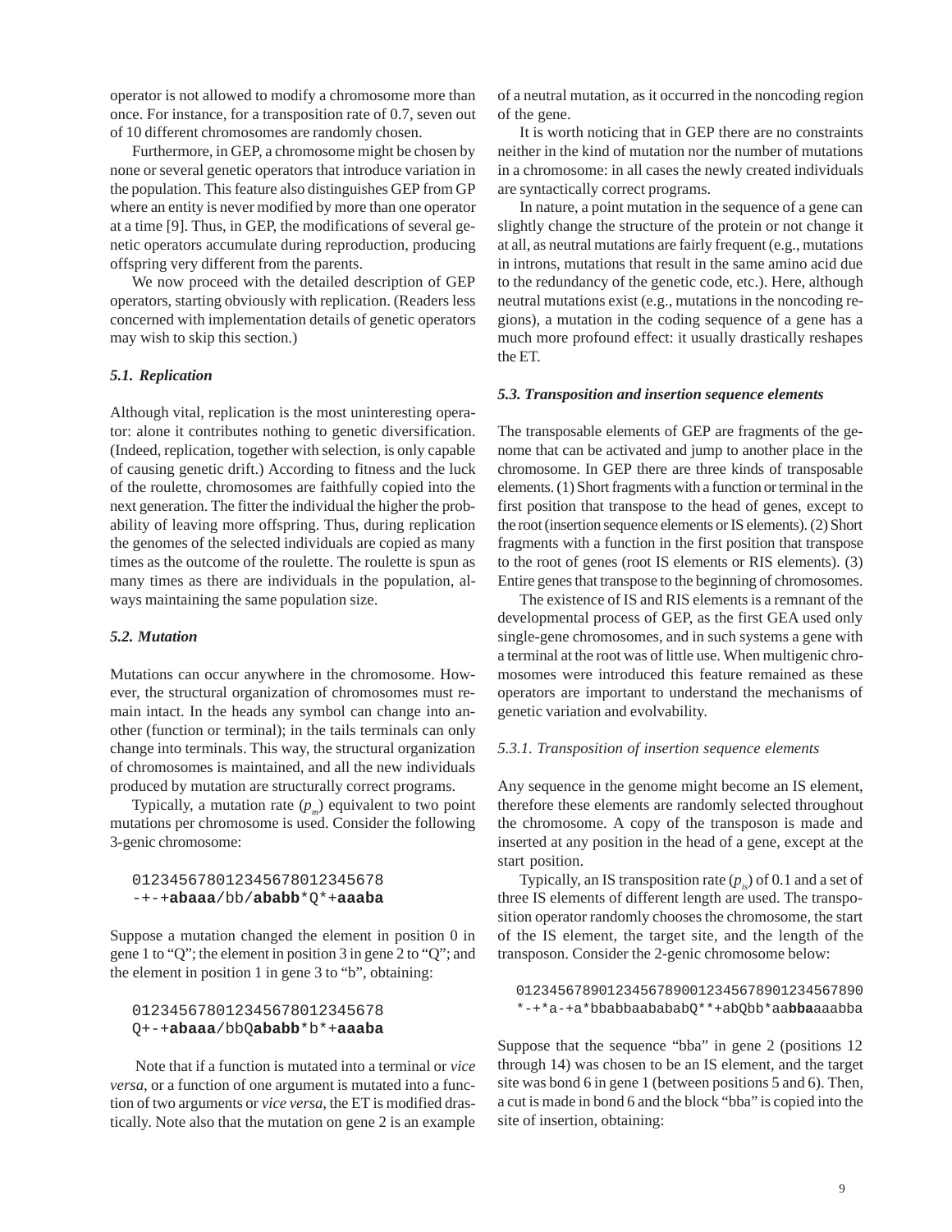operator is not allowed to modify a chromosome more than once. For instance, for a transposition rate of 0.7, seven out of 10 different chromosomes are randomly chosen.

Furthermore, in GEP, a chromosome might be chosen by none or several genetic operators that introduce variation in the population. This feature also distinguishes GEP from GP where an entity is never modified by more than one operator at a time [9]. Thus, in GEP, the modifications of several genetic operators accumulate during reproduction, producing offspring very different from the parents.

We now proceed with the detailed description of GEP operators, starting obviously with replication. (Readers less concerned with implementation details of genetic operators may wish to skip this section.)

### *5.1. Replication*

Although vital, replication is the most uninteresting operator: alone it contributes nothing to genetic diversification. (Indeed, replication, together with selection, is only capable of causing genetic drift.) According to fitness and the luck of the roulette, chromosomes are faithfully copied into the next generation. The fitter the individual the higher the probability of leaving more offspring. Thus, during replication the genomes of the selected individuals are copied as many times as the outcome of the roulette. The roulette is spun as many times as there are individuals in the population, always maintaining the same population size.

### *5.2. Mutation*

Mutations can occur anywhere in the chromosome. However, the structural organization of chromosomes must remain intact. In the heads any symbol can change into another (function or terminal); in the tails terminals can only change into terminals. This way, the structural organization of chromosomes is maintained, and all the new individuals produced by mutation are structurally correct programs.

Typically, a mutation rate ($p_m$) equivalent to two point mutations per chromosome is used. Consider the following 3-genic chromosome:

```
012345678012345678012345678
-+-+abaaa/bb/ababb*Q*+aaaba
```

Suppose a mutation changed the element in position 0 in gene 1 to "Q"; the element in position 3 in gene 2 to "Q"; and the element in position 1 in gene 3 to "b", obtaining:

```
012345678012345678012345678
Q+-+abaaa/bbQababb*b*+aaaba
```

Note that if a function is mutated into a terminal or *vice versa*, or a function of one argument is mutated into a function of two arguments or *vice versa*, the ET is modified drastically. Note also that the mutation on gene 2 is an example of a neutral mutation, as it occurred in the noncoding region of the gene.

It is worth noticing that in GEP there are no constraints neither in the kind of mutation nor the number of mutations in a chromosome: in all cases the newly created individuals are syntactically correct programs.

In nature, a point mutation in the sequence of a gene can slightly change the structure of the protein or not change it at all, as neutral mutations are fairly frequent (e.g., mutations in introns, mutations that result in the same amino acid due to the redundancy of the genetic code, etc.). Here, although neutral mutations exist (e.g., mutations in the noncoding regions), a mutation in the coding sequence of a gene has a much more profound effect: it usually drastically reshapes the ET.

### *5.3. Transposition and insertion sequence elements*

The transposable elements of GEP are fragments of the genome that can be activated and jump to another place in the chromosome. In GEP there are three kinds of transposable elements. (1) Short fragments with a function or terminal in the first position that transpose to the head of genes, except to the root (insertion sequence elements or IS elements). (2) Short fragments with a function in the first position that transpose to the root of genes (root IS elements or RIS elements). (3) Entire genes that transpose to the beginning of chromosomes.

The existence of IS and RIS elements is a remnant of the developmental process of GEP, as the first GEA used only single-gene chromosomes, and in such systems a gene with a terminal at the root was of little use. When multigenic chromosomes were introduced this feature remained as these operators are important to understand the mechanisms of genetic variation and evolvability.

#### *5.3.1. Transposition of insertion sequence elements*

Any sequence in the genome might become an IS element, therefore these elements are randomly selected throughout the chromosome. A copy of the transposon is made and inserted at any position in the head of a gene, except at the start position.

Typically, an IS transposition rate ($p_{is}$) of 0.1 and a set of three IS elements of different length are used. The transposition operator randomly chooses the chromosome, the start of the IS element, the target site, and the length of the transposon. Consider the 2-genic chromosome below:

```
0123456789012345678900123456789012345678901234567890
*-+*a-+a*bbabbaababab Q**+abQbb*aabbaaaabba
```

Suppose that the sequence "bba" in gene 2 (positions 12 through 14) was chosen to be an IS element, and the target site was bond 6 in gene 1 (between positions 5 and 6). Then, a cut is made in bond 6 and the block "bba" is copied into the site of insertion, obtaining: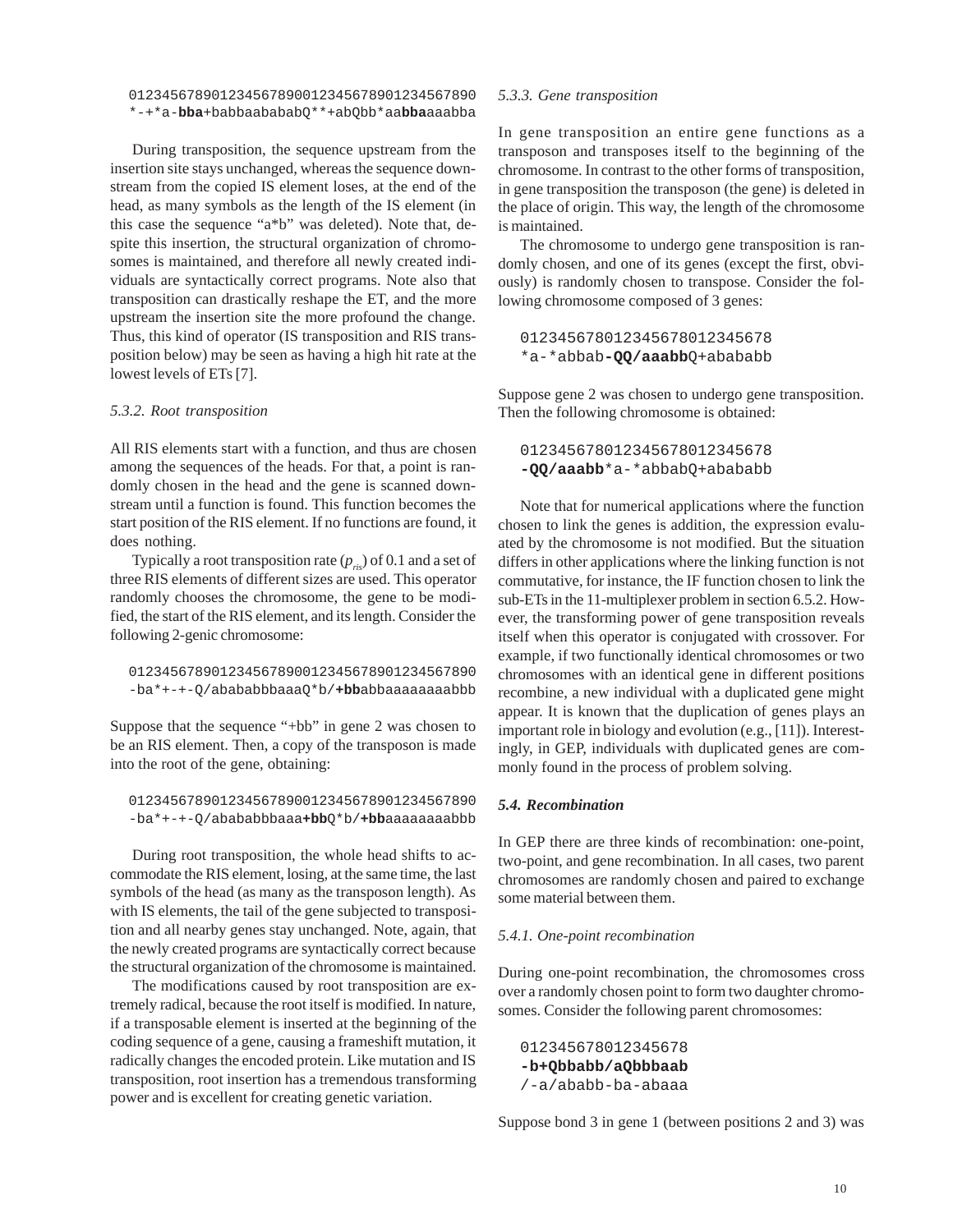```
0123456789012345678900123456789012345678901234567890
*-+*a-bba+babbaababab Q**+abQbb*aabbaaaabba
```

During transposition, the sequence upstream from the insertion site stays unchanged, whereas the sequence downstream from the copied IS element loses, at the end of the head, as many symbols as the length of the IS element (in this case the sequence "a*b" was deleted). Note that, despite this insertion, the structural organization of chromosomes is maintained, and therefore all newly created individuals are syntactically correct programs. Note also that transposition can drastically reshape the ET, and the more upstream the insertion site the more profound the change. Thus, this kind of operator (IS transposition and RIS transposition below) may be seen as having a high hit rate at the lowest levels of ETs [7].

*5.3.2. Root transposition*

All RIS elements start with a function, and thus are chosen among the sequences of the heads. For that, a point is randomly chosen in the head and the gene is scanned downstream until a function is found. This function becomes the start position of the RIS element. If no functions are found, it does nothing.

Typically a root transposition rate ($p_{ris}$) of 0.1 and a set of three RIS elements of different sizes are used. This operator randomly chooses the chromosome, the gene to be modified, the start of the RIS element, and its length. Consider the following 2-genic chromosome:

```
0123456789012345678900123456789012345678901234567890
-ba*+-+-Q/abababbbaaaQ*b/+bbabbaaaaaaaabbb
```

Suppose that the sequence "+bb" in gene 2 was chosen to be an RIS element. Then, a copy of the transposon is made into the root of the gene, obtaining:

```
0123456789012345678900123456789012345678901234567890
-ba*+-+-Q/abababbbaaa+bbQ*b/+bbaaaaaaaabbb
```

During root transposition, the whole head shifts to accommodate the RIS element, losing, at the same time, the last symbols of the head (as many as the transposon length). As with IS elements, the tail of the gene subjected to transposition and all nearby genes stay unchanged. Note, again, that the newly created programs are syntactically correct because the structural organization of the chromosome is maintained.

The modifications caused by root transposition are extremely radical, because the root itself is modified. In nature, if a transposable element is inserted at the beginning of the coding sequence of a gene, causing a frameshift mutation, it radically changes the encoded protein. Like mutation and IS transposition, root insertion has a tremendous transforming power and is excellent for creating genetic variation.

*5.3.3. Gene transposition*

In gene transposition an entire gene functions as a transposon and transposes itself to the beginning of the chromosome. In contrast to the other forms of transposition, in gene transposition the transposon (the gene) is deleted in the place of origin. This way, the length of the chromosome is maintained.

The chromosome to undergo gene transposition is randomly chosen, and one of its genes (except the first, obviously) is randomly chosen to transpose. Consider the following chromosome composed of 3 genes:

```
012345678012345678012345678
*a-*abbab-QQ/aaabbQ+abababb
```

Suppose gene 2 was chosen to undergo gene transposition. Then the following chromosome is obtained:

```
012345678012345678012345678
-QQ/aaabb*a-*abbabQ+abababb
```

Note that for numerical applications where the function chosen to link the genes is addition, the expression evaluated by the chromosome is not modified. But the situation differs in other applications where the linking function is not commutative, for instance, the IF function chosen to link the sub-ETs in the 11-multiplexer problem in section 6.5.2. However, the transforming power of gene transposition reveals itself when this operator is conjugated with crossover. For example, if two functionally identical chromosomes or two chromosomes with an identical gene in different positions recombine, a new individual with a duplicated gene might appear. It is known that the duplication of genes plays an important role in biology and evolution (e.g., [11]). Interestingly, in GEP, individuals with duplicated genes are commonly found in the process of problem solving.

***5.4. Recombination***

In GEP there are three kinds of recombination: one-point, two-point, and gene recombination. In all cases, two parent chromosomes are randomly chosen and paired to exchange some material between them.

*5.4.1. One-point recombination*

During one-point recombination, the chromosomes cross over a randomly chosen point to form two daughter chromosomes. Consider the following parent chromosomes:

```
012345678012345678
-b+Qbbabb/aQbbbaab
/-a/ababb-ba-abaaa
```

Suppose bond 3 in gene 1 (between positions 2 and 3) was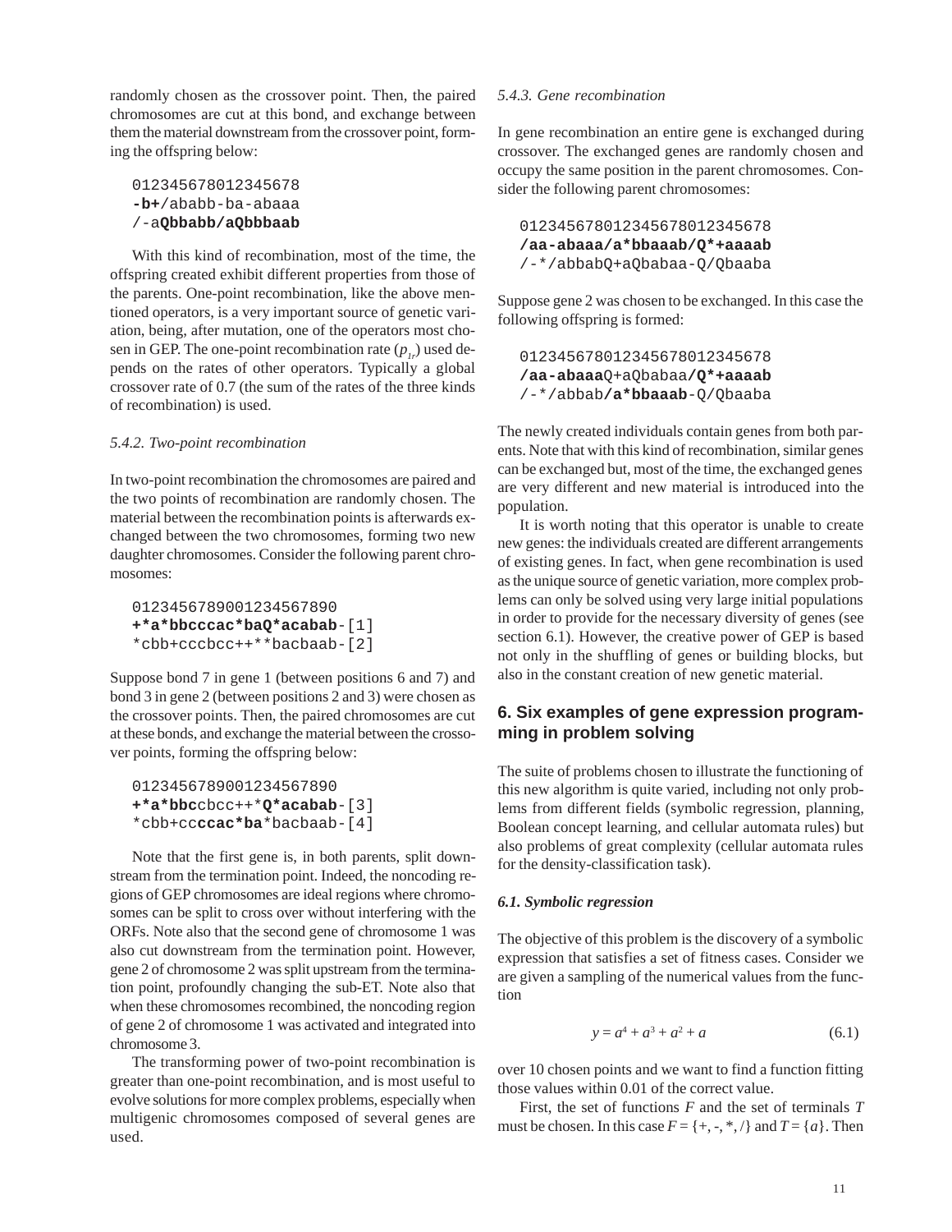randomly chosen as the crossover point. Then, the paired chromosomes are cut at this bond, and exchange between them the material downstream from the crossover point, forming the offspring below:

```
012345678012345678
-b+/ababb-ba-abaaa
/-aQbbabb/aQbbbaab
```

With this kind of recombination, most of the time, the offspring created exhibit different properties from those of the parents. One-point recombination, like the above mentioned operators, is a very important source of genetic variation, being, after mutation, one of the operators most chosen in GEP. The one-point recombination rate ($p_{1r}$) used depends on the rates of other operators. Typically a global crossover rate of 0.7 (the sum of the rates of the three kinds of recombination) is used.

*5.4.2. Two-point recombination*

In two-point recombination the chromosomes are paired and the two points of recombination are randomly chosen. The material between the recombination points is afterwards exchanged between the two chromosomes, forming two new daughter chromosomes. Consider the following parent chromosomes:

```
0123456789001234567890
+*a*bbcccac*baQ*acabab-[1]
*cbb+cccbcc++**bacbaab-[2]
```

Suppose bond 7 in gene 1 (between positions 6 and 7) and bond 3 in gene 2 (between positions 2 and 3) were chosen as the crossover points. Then, the paired chromosomes are cut at these bonds, and exchange the material between the crossover points, forming the offspring below:

```
0123456789001234567890
+*a*bbccbcc++*Q*acabab-[3]
*cbb+cccccac*ba*bacbaab-[4]
```

Note that the first gene is, in both parents, split downstream from the termination point. Indeed, the noncoding regions of GEP chromosomes are ideal regions where chromosomes can be split to cross over without interfering with the ORFs. Note also that the second gene of chromosome 1 was also cut downstream from the termination point. However, gene 2 of chromosome 2 was split upstream from the termination point, profoundly changing the sub-ET. Note also that when these chromosomes recombined, the noncoding region of gene 2 of chromosome 1 was activated and integrated into chromosome 3.

The transforming power of two-point recombination is greater than one-point recombination, and is most useful to evolve solutions for more complex problems, especially when multigenic chromosomes composed of several genes are used.

*5.4.3. Gene recombination*

In gene recombination an entire gene is exchanged during crossover. The exchanged genes are randomly chosen and occupy the same position in the parent chromosomes. Consider the following parent chromosomes:

```
012345678012345678012345678
/aa-abaaa/a*bbaaab/Q*+aaaab
/-*/abbabQ+aQbabaa-Q/Qbaaba
```

Suppose gene 2 was chosen to be exchanged. In this case the following offspring is formed:

```
012345678012345678012345678
/aa-abaaaQ+aQbabaa/Q*+aaaab
/-*/abbab/a*bbaaab-Q/Qbaaba
```

The newly created individuals contain genes from both parents. Note that with this kind of recombination, similar genes can be exchanged but, most of the time, the exchanged genes are very different and new material is introduced into the population.

It is worth noting that this operator is unable to create new genes: the individuals created are different arrangements of existing genes. In fact, when gene recombination is used as the unique source of genetic variation, more complex problems can only be solved using very large initial populations in order to provide for the necessary diversity of genes (see section 6.1). However, the creative power of GEP is based not only in the shuffling of genes or building blocks, but also in the constant creation of new genetic material.

## 6. Six examples of gene expression programming in problem solving

The suite of problems chosen to illustrate the functioning of this new algorithm is quite varied, including not only problems from different fields (symbolic regression, planning, Boolean concept learning, and cellular automata rules) but also problems of great complexity (cellular automata rules for the density-classification task).

***6.1. Symbolic regression***

The objective of this problem is the discovery of a symbolic expression that satisfies a set of fitness cases. Consider we are given a sampling of the numerical values from the function

$$y = a^4 + a^3 + a^2 + a \qquad (6.1)$$

over 10 chosen points and we want to find a function fitting those values within 0.01 of the correct value.

First, the set of functions *F* and the set of terminals *T* must be chosen. In this case $F = \{+, -, *, /\}$ and $T = \{a\}$. Then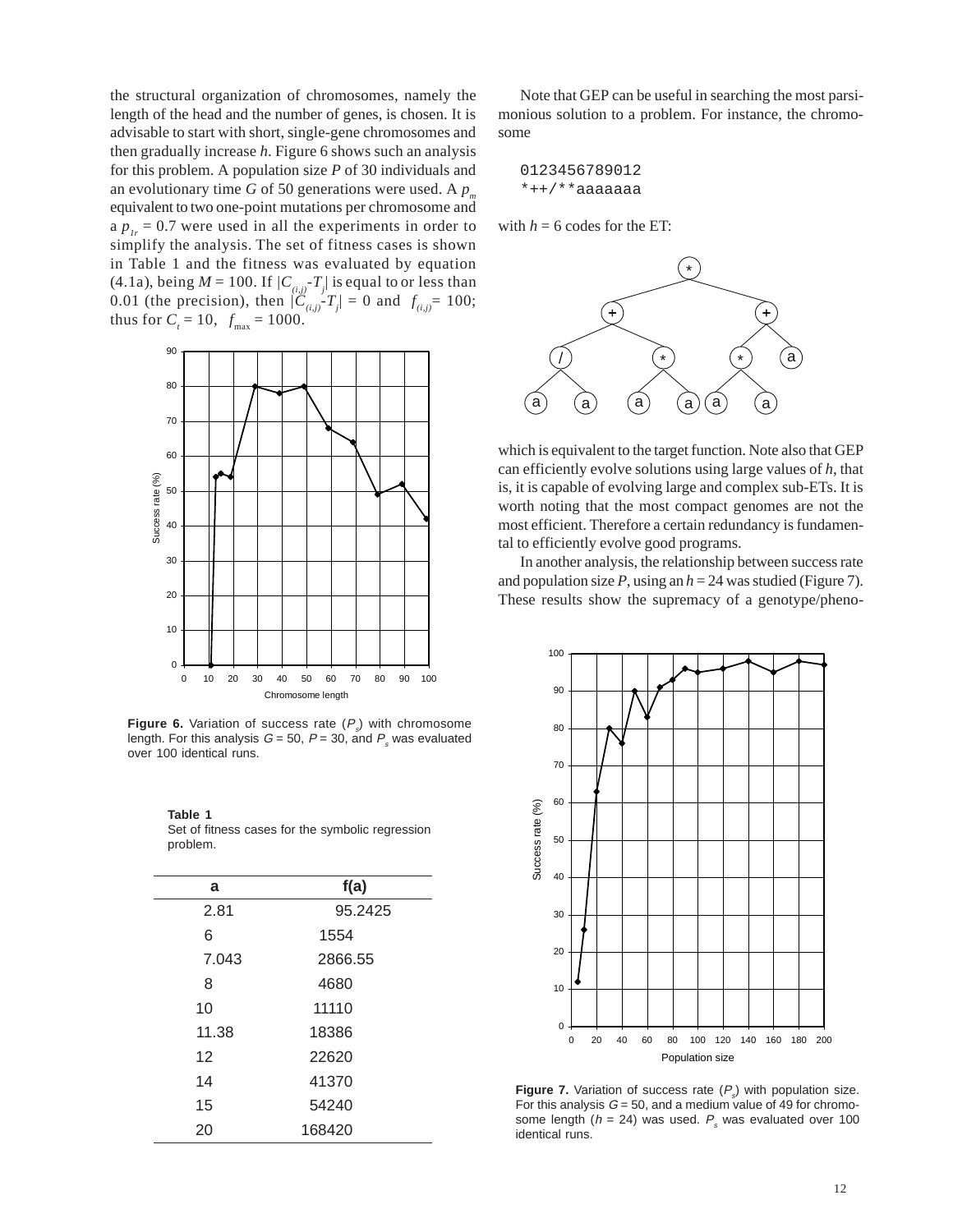the structural organization of chromosomes, namely the length of the head and the number of genes, is chosen. It is advisable to start with short, single-gene chromosomes and then gradually increase *h*. Figure 6 shows such an analysis for this problem. A population size *P* of 30 individuals and an evolutionary time *G* of 50 generations were used. A $p_m$ equivalent to two one-point mutations per chromosome and a $p_{1r} = 0.7$ were used in all the experiments in order to simplify the analysis. The set of fitness cases is shown in Table 1 and the fitness was evaluated by equation (4.1a), being $M = 100$. If $|C_{(i,j)}-T_j|$ is equal to or less than 0.01 (the precision), then $|C_{(i,j)}-T_j| = 0$ and $f_{(i,j)} = 100$; thus for $C_t = 10$, $f_{max} = 1000$.

**Figure 6.** Variation of success rate ($P_s$) with chromosome length. For this analysis $G = 50$, $P = 30$, and $P_s$ was evaluated over 100 identical runs.

**Table 1**
Set of fitness cases for the symbolic regression problem.

| a | f(a) |
|---|---|
| 2.81 | 95.2425 |
| 6 | 1554 |
| 7.043 | 2866.55 |
| 8 | 4680 |
| 10 | 11110 |
| 11.38 | 18386 |
| 12 | 22620 |
| 14 | 41370 |
| 15 | 54240 |
| 20 | 168420 |

Note that GEP can be useful in searching the most parsimonious solution to a problem. For instance, the chromosome

```
0123456789012
*++/**aaaaaaa
```

with $h = 6$ codes for the ET:

which is equivalent to the target function. Note also that GEP can efficiently evolve solutions using large values of *h*, that is, it is capable of evolving large and complex sub-ETs. It is worth noting that the most compact genomes are not the most efficient. Therefore a certain redundancy is fundamental to efficiently evolve good programs.

In another analysis, the relationship between success rate and population size *P*, using an $h = 24$ was studied (Figure 7). These results show the supremacy of a genotype/pheno-

**Figure 7.** Variation of success rate ($P_s$) with population size. For this analysis $G = 50$, and a medium value of 49 for chromosome length ($h = 24$) was used. $P_s$ was evaluated over 100 identical runs.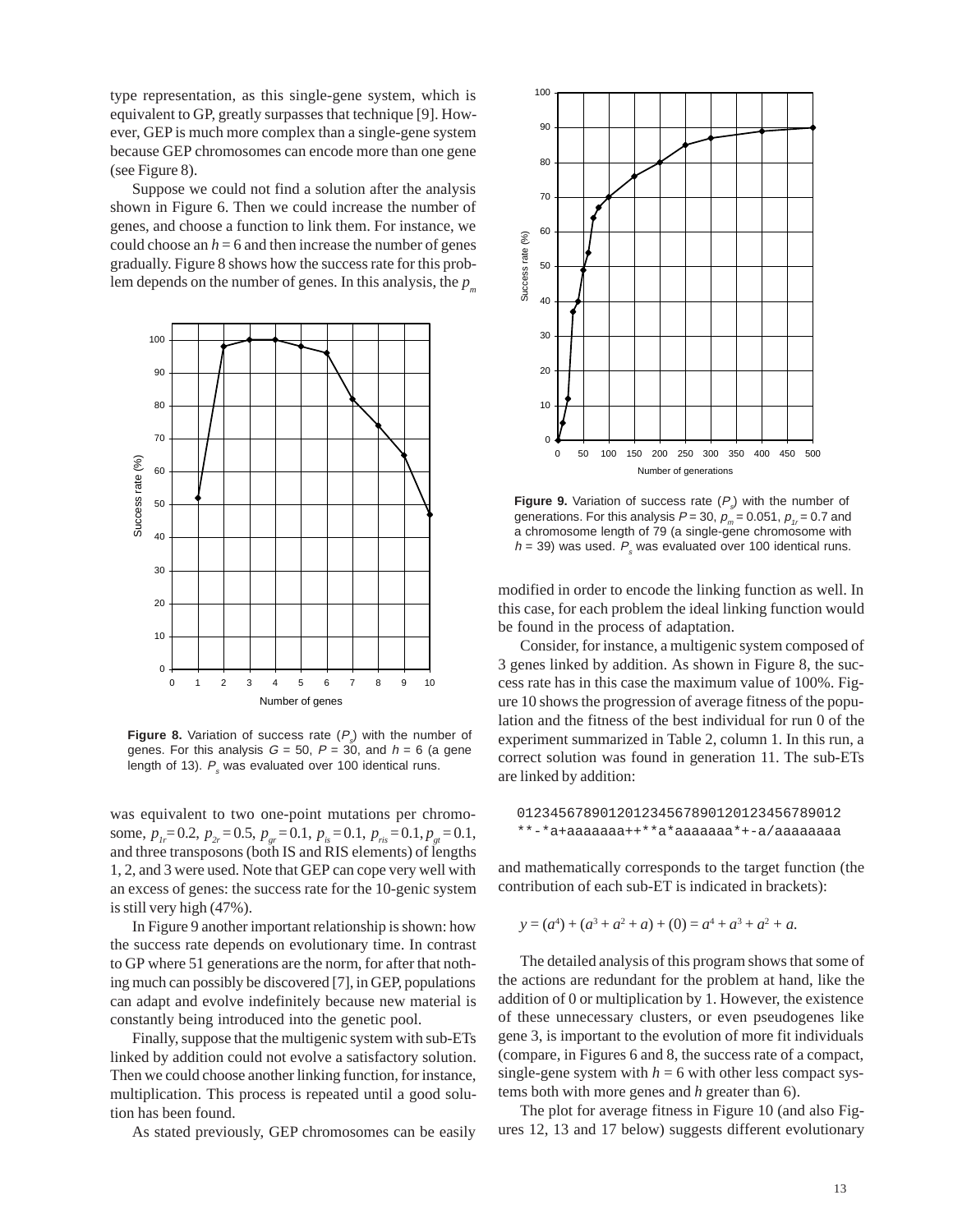type representation, as this single-gene system, which is equivalent to GP, greatly surpasses that technique [9]. However, GEP is much more complex than a single-gene system because GEP chromosomes can encode more than one gene (see Figure 8).

Suppose we could not find a solution after the analysis shown in Figure 6. Then we could increase the number of genes, and choose a function to link them. For instance, we could choose an $h = 6$ and then increase the number of genes gradually. Figure 8 shows how the success rate for this problem depends on the number of genes. In this analysis, the $p_m$ was equivalent to two one-point mutations per chromosome, $p_{1r} = 0.2$, $p_{2r} = 0.5$, $p_{gr} = 0.1$, $p_{is} = 0.1$, $p_{ris} = 0.1$, $p_{gt} = 0.1$, and three transposons (both IS and RIS elements) of lengths 1, 2, and 3 were used. Note that GEP can cope very well with an excess of genes: the success rate for the 10-genic system is still very high (47%).

**Figure 8.** Variation of success rate ($P_s$) with the number of genes. For this analysis $G = 50$, $P = 30$, and $h = 6$ (a gene length of 13). $P_s$ was evaluated over 100 identical runs.

In Figure 9 another important relationship is shown: how the success rate depends on evolutionary time. In contrast to GP where 51 generations are the norm, for after that nothing much can possibly be discovered [7], in GEP, populations can adapt and evolve indefinitely because new material is constantly being introduced into the genetic pool.

Finally, suppose that the multigenic system with sub-ETs linked by addition could not evolve a satisfactory solution. Then we could choose another linking function, for instance, multiplication. This process is repeated until a good solution has been found.

As stated previously, GEP chromosomes can be easily modified in order to encode the linking function as well. In this case, for each problem the ideal linking function would be found in the process of adaptation.

**Figure 9.** Variation of success rate ($P_s$) with the number of generations. For this analysis $P = 30$, $p_m = 0.051$, $p_{1r} = 0.7$ and a chromosome length of 79 (a single-gene chromosome with $h = 39$) was used. $P_s$ was evaluated over 100 identical runs.

Consider, for instance, a multigenic system composed of 3 genes linked by addition. As shown in Figure 8, the success rate has in this case the maximum value of 100%. Figure 10 shows the progression of average fitness of the population and the fitness of the best individual for run 0 of the experiment summarized in Table 2, column 1. In this run, a correct solution was found in generation 11. The sub-ETs are linked by addition:

```
012345678901201234567890120123456789012
**-*a+aaaaaaa++**a*aaaaaaa*+-a/aaaaaaaa
```

and mathematically corresponds to the target function (the contribution of each sub-ET is indicated in brackets):

$$y = (a^4) + (a^3 + a^2 + a) + (0) = a^4 + a^3 + a^2 + a.$$

The detailed analysis of this program shows that some of the actions are redundant for the problem at hand, like the addition of 0 or multiplication by 1. However, the existence of these unnecessary clusters, or even pseudogenes like gene 3, is important to the evolution of more fit individuals (compare, in Figures 6 and 8, the success rate of a compact, single-gene system with $h = 6$ with other less compact systems both with more genes and $h$ greater than 6).

The plot for average fitness in Figure 10 (and also Figures 12, 13 and 17 below) suggests different evolutionary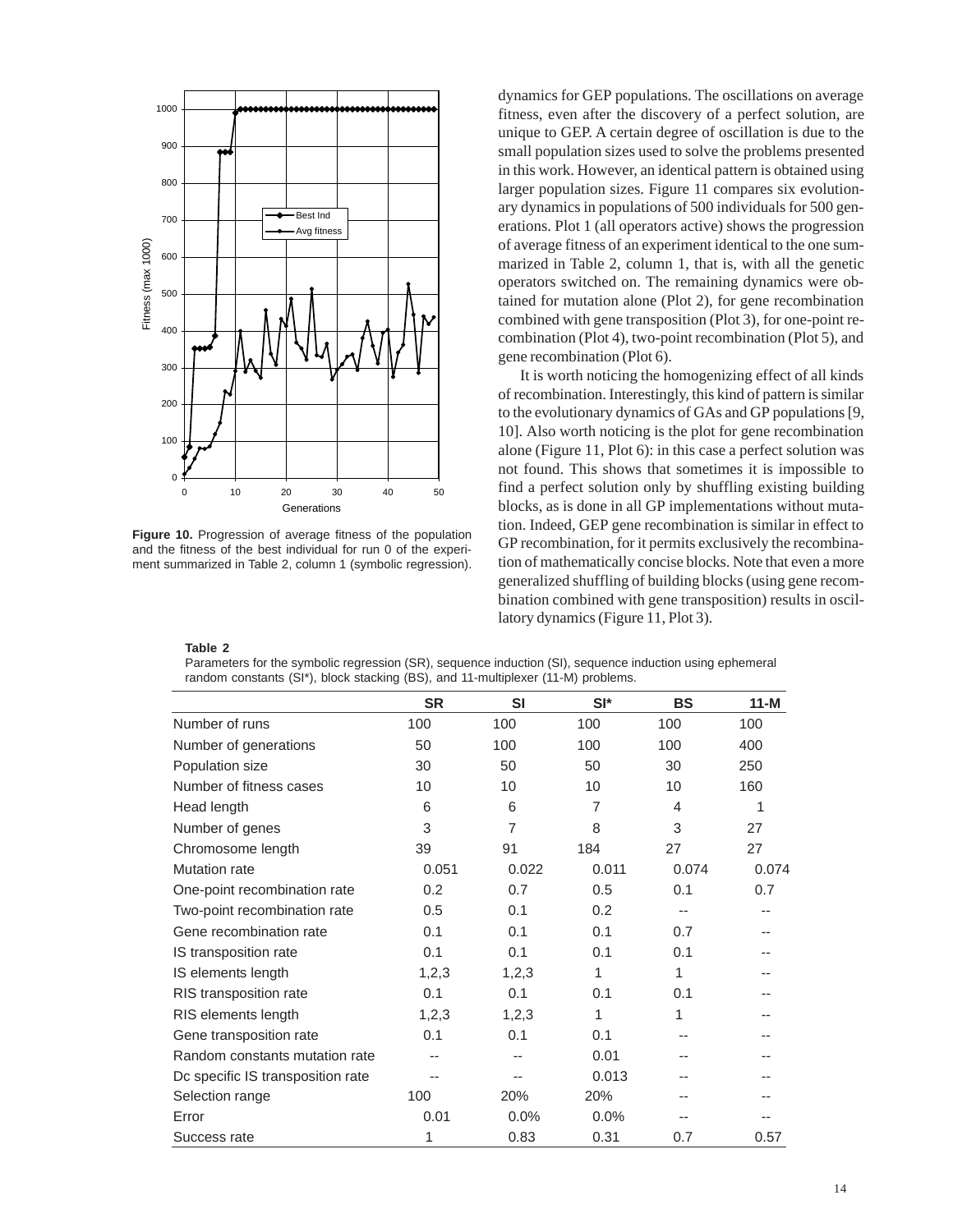Figure 10. Progression of average fitness of the population and the fitness of the best individual for run 0 of the experiment summarized in Table 2, column 1 (symbolic regression).

dynamics for GEP populations. The oscillations on average fitness, even after the discovery of a perfect solution, are unique to GEP. A certain degree of oscillation is due to the small population sizes used to solve the problems presented in this work. However, an identical pattern is obtained using larger population sizes. Figure 11 compares six evolutionary dynamics in populations of 500 individuals for 500 generations. Plot 1 (all operators active) shows the progression of average fitness of an experiment identical to the one summarized in Table 2, column 1, that is, with all the genetic operators switched on. The remaining dynamics were obtained for mutation alone (Plot 2), for gene recombination combined with gene transposition (Plot 3), for one-point recombination (Plot 4), two-point recombination (Plot 5), and gene recombination (Plot 6).

It is worth noticing the homogenizing effect of all kinds of recombination. Interestingly, this kind of pattern is similar to the evolutionary dynamics of GAs and GP populations [9, 10]. Also worth noticing is the plot for gene recombination alone (Figure 11, Plot 6): in this case a perfect solution was not found. This shows that sometimes it is impossible to find a perfect solution only by shuffling existing building blocks, as is done in all GP implementations without mutation. Indeed, GEP gene recombination is similar in effect to GP recombination, for it permits exclusively the recombination of mathematically concise blocks. Note that even a more generalized shuffling of building blocks (using gene recombination combined with gene transposition) results in oscillatory dynamics (Figure 11, Plot 3).

**Table 2**

Parameters for the symbolic regression (SR), sequence induction (SI), sequence induction using ephemeral random constants (SI*), block stacking (BS), and 11-multiplexer (11-M) problems.

| | SR | SI | SI* | BS | 11-M |
|---|---|---|---|---|---|
| Number of runs | 100 | 100 | 100 | 100 | 100 |
| Number of generations | 50 | 100 | 100 | 100 | 400 |
| Population size | 30 | 50 | 50 | 30 | 250 |
| Number of fitness cases | 10 | 10 | 10 | 10 | 160 |
| Head length | 6 | 6 | 7 | 4 | 1 |
| Number of genes | 3 | 7 | 8 | 3 | 27 |
| Chromosome length | 39 | 91 | 184 | 27 | 27 |
| Mutation rate | 0.051 | 0.022 | 0.011 | 0.074 | 0.074 |
| One-point recombination rate | 0.2 | 0.7 | 0.5 | 0.1 | 0.7 |
| Two-point recombination rate | 0.5 | 0.1 | 0.2 | -- | -- |
| Gene recombination rate | 0.1 | 0.1 | 0.1 | 0.7 | -- |
| IS transposition rate | 0.1 | 0.1 | 0.1 | 0.1 | -- |
| IS elements length | 1,2,3 | 1,2,3 | 1 | 1 | -- |
| RIS transposition rate | 0.1 | 0.1 | 0.1 | 0.1 | -- |
| RIS elements length | 1,2,3 | 1,2,3 | 1 | 1 | -- |
| Gene transposition rate | 0.1 | 0.1 | 0.1 | -- | -- |
| Random constants mutation rate | -- | -- | 0.01 | -- | -- |
| Dc specific IS transposition rate | -- | -- | 0.013 | -- | -- |
| Selection range | 100 | 20% | 20% | -- | -- |
| Error | 0.01 | 0.0% | 0.0% | -- | -- |
| Success rate | 1 | 0.83 | 0.31 | 0.7 | 0.57 |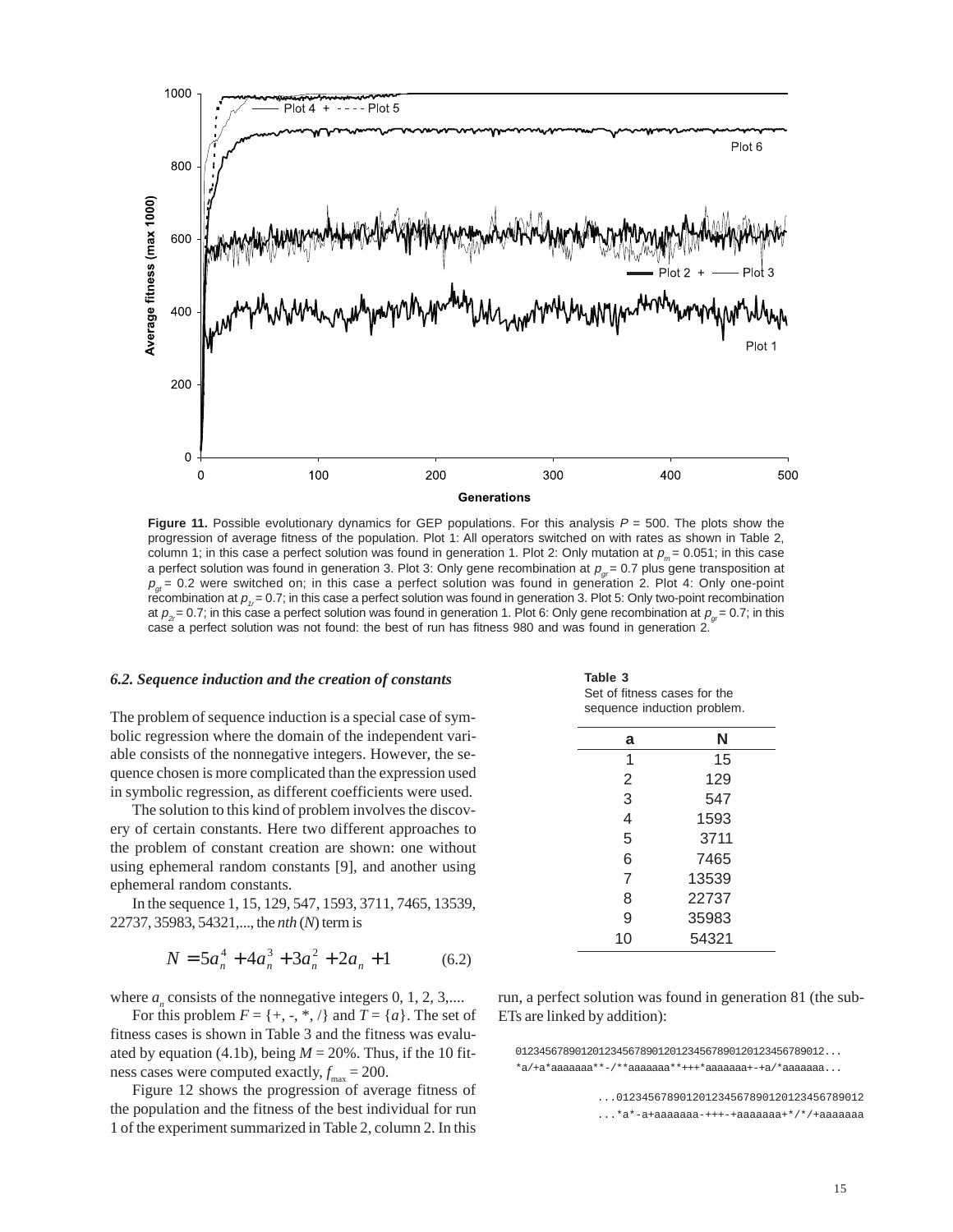**Figure 11.** Possible evolutionary dynamics for GEP populations. For this analysis $P = 500$. The plots show the progression of average fitness of the population. Plot 1: All operators switched on with rates as shown in Table 2, column 1; in this case a perfect solution was found in generation 1. Plot 2: Only mutation at $p_m = 0.051$; in this case a perfect solution was found in generation 3. Plot 3: Only gene recombination at $p_{gr} = 0.7$ plus gene transposition at $p_{gt} = 0.2$ were switched on; in this case a perfect solution was found in generation 2. Plot 4: Only one-point recombination at $p_{1r} = 0.7$; in this case a perfect solution was found in generation 3. Plot 5: Only two-point recombination at $p_{2r} = 0.7$; in this case a perfect solution was found in generation 1. Plot 6: Only gene recombination at $p_{gr} = 0.7$; in this case a perfect solution was not found: the best of run has fitness 980 and was found in generation 2.

### 6.2. Sequence induction and the creation of constants

The problem of sequence induction is a special case of symbolic regression where the domain of the independent variable consists of the nonnegative integers. However, the sequence chosen is more complicated than the expression used in symbolic regression, as different coefficients were used.

The solution to this kind of problem involves the discovery of certain constants. Here two different approaches to the problem of constant creation are shown: one without using ephemeral random constants [9], and another using ephemeral random constants.

In the sequence 1, 15, 129, 547, 1593, 3711, 7465, 13539, 22737, 35983, 54321,..., the *nth* ($N$) term is

$$N = 5a_n^4 + 4a_n^3 + 3a_n^2 + 2a_n + 1 \qquad (6.2)$$

where $a_n$ consists of the nonnegative integers 0, 1, 2, 3,....

For this problem $F = \{+, -, *, /\}$ and $T = \{a\}$. The set of fitness cases is shown in Table 3 and the fitness was evaluated by equation (4.1b), being $M = 20\%$. Thus, if the 10 fitness cases were computed exactly, $f_{max} = 200$.

Figure 12 shows the progression of average fitness of the population and the fitness of the best individual for run 1 of the experiment summarized in Table 2, column 2. In this run, a perfect solution was found in generation 81 (the sub-ETs are linked by addition):

**Table 3**
Set of fitness cases for the sequence induction problem.

| a | N |
|---|---|
| 1 | 15 |
| 2 | 129 |
| 3 | 547 |
| 4 | 1593 |
| 5 | 3711 |
| 6 | 7465 |
| 7 | 13539 |
| 8 | 22737 |
| 9 | 35983 |
| 10 | 54321 |

```
012345678901201234567890120123456789012012345678901 2...
*a/+a*aaaaaaa**-/**aaaaaaa**+++*aaaaaaa+-+a/*aaaaaaa...
```

```
...0123456789012012345678901201234567890 12
...*a*-a+aaaaaaa-+++-+aaaaaaa+*/*/+aaaaaaa
```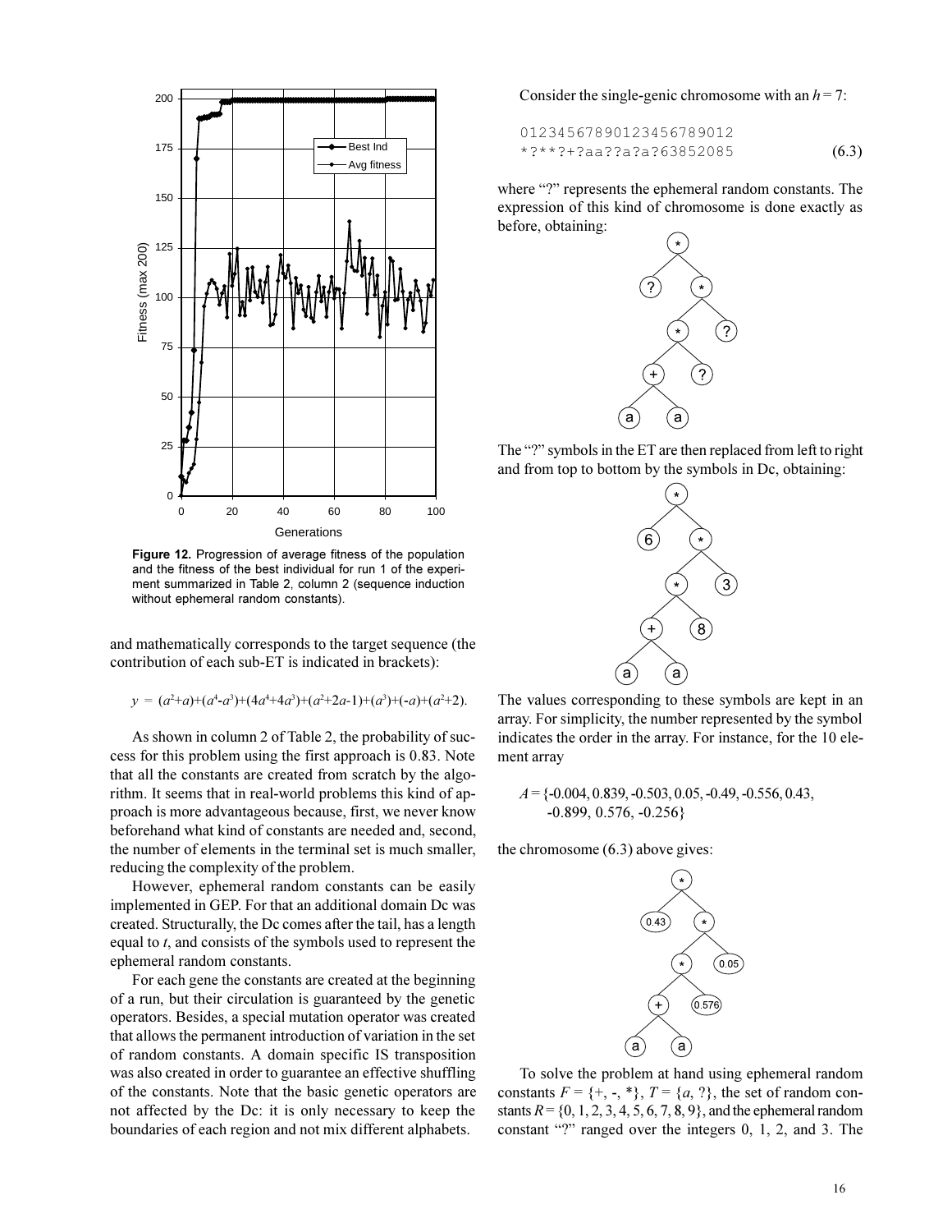Figure 12. Progression of average fitness of the population and the fitness of the best individual for run 1 of the experiment summarized in Table 2, column 2 (sequence induction without ephemeral random constants).

and mathematically corresponds to the target sequence (the contribution of each sub-ET is indicated in brackets):

$$y = (a^2+a)+(a^4-a^3)+(4a^4+4a^3)+(a^2+2a-1)+(a^3)+(-a)+(a^2+2).$$

As shown in column 2 of Table 2, the probability of success for this problem using the first approach is 0.83. Note that all the constants are created from scratch by the algorithm. It seems that in real-world problems this kind of approach is more advantageous because, first, we never know beforehand what kind of constants are needed and, second, the number of elements in the terminal set is much smaller, reducing the complexity of the problem.

However, ephemeral random constants can be easily implemented in GEP. For that an additional domain Dc was created. Structurally, the Dc comes after the tail, has a length equal to $t$, and consists of the symbols used to represent the ephemeral random constants.

For each gene the constants are created at the beginning of a run, but their circulation is guaranteed by the genetic operators. Besides, a special mutation operator was created that allows the permanent introduction of variation in the set of random constants. A domain specific IS transposition was also created in order to guarantee an effective shuffling of the constants. Note that the basic genetic operators are not affected by the Dc: it is only necessary to keep the boundaries of each region and not mix different alphabets.

Consider the single-genic chromosome with an $h = 7$:

```
0123456789012345678901​2
*?**?+?aa??a?a?63852085
```
(6.3)

where "?" represents the ephemeral random constants. The expression of this kind of chromosome is done exactly as before, obtaining:

The "?" symbols in the ET are then replaced from left to right and from top to bottom by the symbols in Dc, obtaining:

The values corresponding to these symbols are kept in an array. For simplicity, the number represented by the symbol indicates the order in the array. For instance, for the 10 element array

$A$ = {-0.004, 0.839, -0.503, 0.05, -0.49, -0.556, 0.43, -0.899, 0.576, -0.256}

the chromosome (6.3) above gives:

To solve the problem at hand using ephemeral random constants $F$ = {+, -, *}, $T$ = {$a$, ?}, the set of random constants $R$ = {0, 1, 2, 3, 4, 5, 6, 7, 8, 9}, and the ephemeral random constant "?" ranged over the integers 0, 1, 2, and 3. The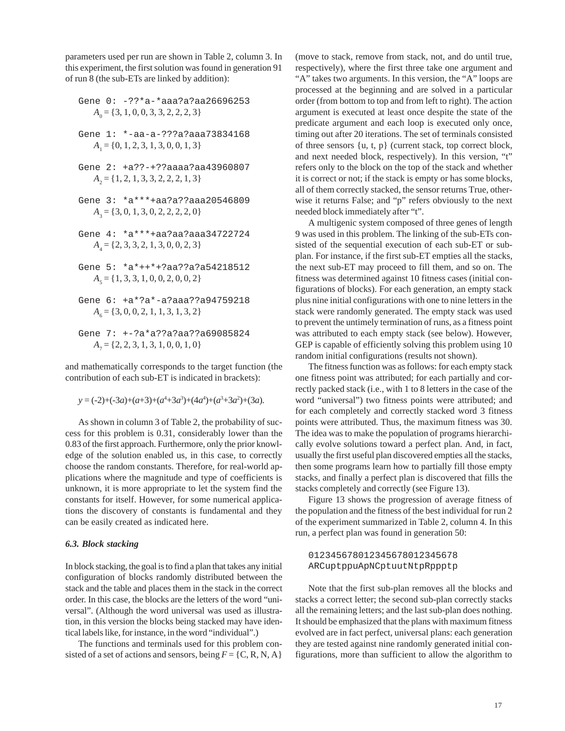parameters used per run are shown in Table 2, column 3. In this experiment, the first solution was found in generation 91 of run 8 (the sub-ETs are linked by addition):

```
Gene 0: -??*a-*aaa?a?aa26696253
```
$A_0 = \{3, 1, 0, 0, 3, 3, 2, 2, 2, 3\}$

```
Gene 1: *-aa-a-???a?aaa73834168
```
$A_1 = \{0, 1, 2, 3, 1, 3, 0, 0, 1, 3\}$

```
Gene 2: +a??-+??aaaa?aa43960807
```
$A_2 = \{1, 2, 1, 3, 3, 2, 2, 2, 1, 3\}$

```
Gene 3: *a***+aa?a??aaa20546809
```
$A_3 = \{3, 0, 1, 3, 0, 2, 2, 2, 2, 0\}$

```
Gene 4: *a***+aa?aa?aaa34722724
```
$A_4 = \{2, 3, 3, 2, 1, 3, 0, 0, 2, 3\}$

```
Gene 5: *a*++*+?aa??a?a54218512
```
$A_5 = \{1, 3, 3, 1, 0, 0, 2, 0, 0, 2\}$

```
Gene 6: +a*?a*-a?aaa??a94759218
```
$A_6 = \{3, 0, 0, 2, 1, 1, 3, 1, 3, 2\}$

```
Gene 7: +-?a*a??a?aa??a69085824
```
$A_7 = \{2, 2, 3, 1, 3, 1, 0, 0, 1, 0\}$

and mathematically corresponds to the target function (the contribution of each sub-ET is indicated in brackets):

$$y = (-2)+(-3a)+(a+3)+(a^4+3a^3)+(4a^4)+(a^3+3a^2)+(3a).$$

As shown in column 3 of Table 2, the probability of success for this problem is 0.31, considerably lower than the 0.83 of the first approach. Furthermore, only the prior knowledge of the solution enabled us, in this case, to correctly choose the random constants. Therefore, for real-world applications where the magnitude and type of coefficients is unknown, it is more appropriate to let the system find the constants for itself. However, for some numerical applications the discovery of constants is fundamental and they can be easily created as indicated here.

### *6.3. Block stacking*

In block stacking, the goal is to find a plan that takes any initial configuration of blocks randomly distributed between the stack and the table and places them in the stack in the correct order. In this case, the blocks are the letters of the word "universal". (Although the word universal was used as illustration, in this version the blocks being stacked may have identical labels like, for instance, in the word "individual".)

The functions and terminals used for this problem consisted of a set of actions and sensors, being $F = \{C, R, N, A\}$ (move to stack, remove from stack, not, and do until true, respectively), where the first three take one argument and "A" takes two arguments. In this version, the "A" loops are processed at the beginning and are solved in a particular order (from bottom to top and from left to right). The action argument is executed at least once despite the state of the predicate argument and each loop is executed only once, timing out after 20 iterations. The set of terminals consisted of three sensors {u, t, p} (current stack, top correct block, and next needed block, respectively). In this version, "t" refers only to the block on the top of the stack and whether it is correct or not; if the stack is empty or has some blocks, all of them correctly stacked, the sensor returns True, otherwise it returns False; and "p" refers obviously to the next needed block immediately after "t".

A multigenic system composed of three genes of length 9 was used in this problem. The linking of the sub-ETs consisted of the sequential execution of each sub-ET or subplan. For instance, if the first sub-ET empties all the stacks, the next sub-ET may proceed to fill them, and so on. The fitness was determined against 10 fitness cases (initial configurations of blocks). For each generation, an empty stack plus nine initial configurations with one to nine letters in the stack were randomly generated. The empty stack was used to prevent the untimely termination of runs, as a fitness point was attributed to each empty stack (see below). However, GEP is capable of efficiently solving this problem using 10 random initial configurations (results not shown).

The fitness function was as follows: for each empty stack one fitness point was attributed; for each partially and correctly packed stack (i.e., with 1 to 8 letters in the case of the word "universal") two fitness points were attributed; and for each completely and correctly stacked word 3 fitness points were attributed. Thus, the maximum fitness was 30. The idea was to make the population of programs hierarchically evolve solutions toward a perfect plan. And, in fact, usually the first useful plan discovered empties all the stacks, then some programs learn how to partially fill those empty stacks, and finally a perfect plan is discovered that fills the stacks completely and correctly (see Figure 13).

Figure 13 shows the progression of average fitness of the population and the fitness of the best individual for run 2 of the experiment summarized in Table 2, column 4. In this run, a perfect plan was found in generation 50:

```
012345678012345678012345678
ARCuptppuApNCptuutNtpRppptp
```

Note that the first sub-plan removes all the blocks and stacks a correct letter; the second sub-plan correctly stacks all the remaining letters; and the last sub-plan does nothing. It should be emphasized that the plans with maximum fitness evolved are in fact perfect, universal plans: each generation they are tested against nine randomly generated initial configurations, more than sufficient to allow the algorithm to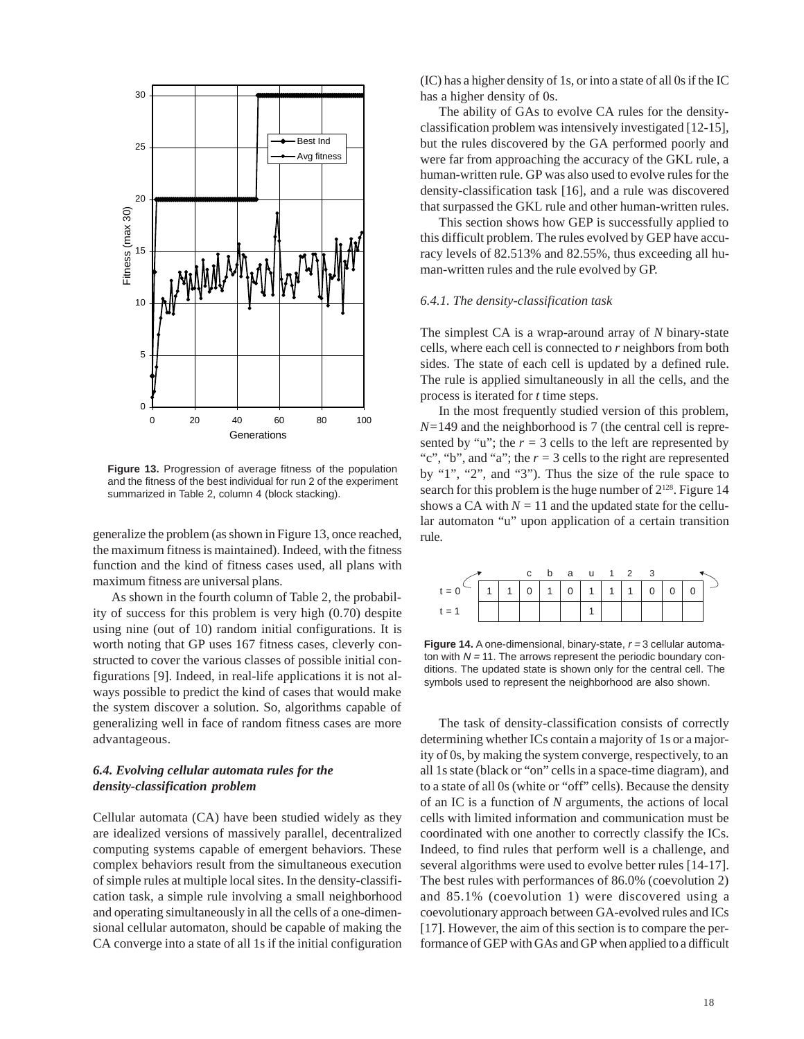**Figure 13.** Progression of average fitness of the population and the fitness of the best individual for run 2 of the experiment summarized in Table 2, column 4 (block stacking).

generalize the problem (as shown in Figure 13, once reached, the maximum fitness is maintained). Indeed, with the fitness function and the kind of fitness cases used, all plans with maximum fitness are universal plans.

As shown in the fourth column of Table 2, the probability of success for this problem is very high (0.70) despite using nine (out of 10) random initial configurations. It is worth noting that GP uses 167 fitness cases, cleverly constructed to cover the various classes of possible initial configurations [9]. Indeed, in real-life applications it is not always possible to predict the kind of cases that would make the system discover a solution. So, algorithms capable of generalizing well in face of random fitness cases are more advantageous.

### *6.4. Evolving cellular automata rules for the density-classification problem*

Cellular automata (CA) have been studied widely as they are idealized versions of massively parallel, decentralized computing systems capable of emergent behaviors. These complex behaviors result from the simultaneous execution of simple rules at multiple local sites. In the density-classification task, a simple rule involving a small neighborhood and operating simultaneously in all the cells of a one-dimensional cellular automaton, should be capable of making the CA converge into a state of all 1s if the initial configuration (IC) has a higher density of 1s, or into a state of all 0s if the IC has a higher density of 0s.

The ability of GAs to evolve CA rules for the density-classification problem was intensively investigated [12-15], but the rules discovered by the GA performed poorly and were far from approaching the accuracy of the GKL rule, a human-written rule. GP was also used to evolve rules for the density-classification task [16], and a rule was discovered that surpassed the GKL rule and other human-written rules.

This section shows how GEP is successfully applied to this difficult problem. The rules evolved by GEP have accuracy levels of 82.513% and 82.55%, thus exceeding all human-written rules and the rule evolved by GP.

#### *6.4.1. The density-classification task*

The simplest CA is a wrap-around array of $N$ binary-state cells, where each cell is connected to $r$ neighbors from both sides. The state of each cell is updated by a defined rule. The rule is applied simultaneously in all the cells, and the process is iterated for $t$ time steps.

In the most frequently studied version of this problem, $N$=149 and the neighborhood is 7 (the central cell is represented by "u"; the $r$ = 3 cells to the left are represented by "c", "b", and "a"; the $r$ = 3 cells to the right are represented by "1", "2", and "3"). Thus the size of the rule space to search for this problem is the huge number of $2^{128}$. Figure 14 shows a CA with $N$ = 11 and the updated state for the cellular automaton "u" upon application of a certain transition rule.

|  |  |  |  | c | b | a | u | 1 | 2 | 3 |  |
|---|---|---|---|---|---|---|---|---|---|---|---|
| t = 0 | 1 | 1 | 0 | 1 | 0 | 1 | 1 | 1 | 0 | 0 | 0 |
| t = 1 |  |  |  |  |  | 1 |  |  |  |  |  |

**Figure 14.** A one-dimensional, binary-state, $r$ = 3 cellular automaton with $N$ = 11. The arrows represent the periodic boundary conditions. The updated state is shown only for the central cell. The symbols used to represent the neighborhood are also shown.

The task of density-classification consists of correctly determining whether ICs contain a majority of 1s or a majority of 0s, by making the system converge, respectively, to an all 1s state (black or "on" cells in a space-time diagram), and to a state of all 0s (white or "off" cells). Because the density of an IC is a function of $N$ arguments, the actions of local cells with limited information and communication must be coordinated with one another to correctly classify the ICs. Indeed, to find rules that perform well is a challenge, and several algorithms were used to evolve better rules [14-17]. The best rules with performances of 86.0% (coevolution 2) and 85.1% (coevolution 1) were discovered using a coevolutionary approach between GA-evolved rules and ICs [17]. However, the aim of this section is to compare the performance of GEP with GAs and GP when applied to a difficult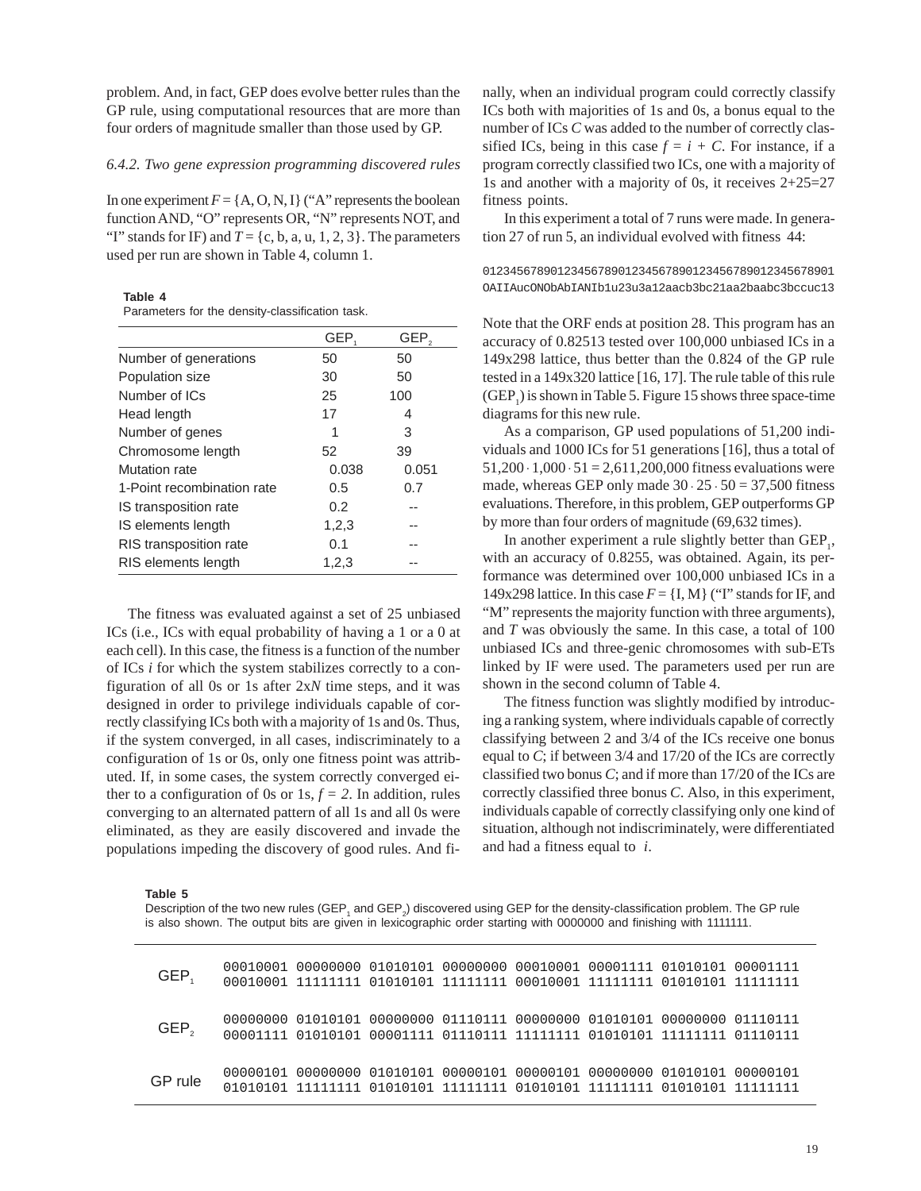problem. And, in fact, GEP does evolve better rules than the GP rule, using computational resources that are more than four orders of magnitude smaller than those used by GP.

### *6.4.2. Two gene expression programming discovered rules*

In one experiment $F = \{A, O, N, I\}$ ("A" represents the boolean function AND, "O" represents OR, "N" represents NOT, and "I" stands for IF) and $T = \{c, b, a, u, 1, 2, 3\}$. The parameters used per run are shown in Table 4, column 1.

**Table 4**
Parameters for the density-classification task.

| | $GEP_1$ | $GEP_2$ |
|---|---|---|
| Number of generations | 50 | 50 |
| Population size | 30 | 50 |
| Number of ICs | 25 | 100 |
| Head length | 17 | 4 |
| Number of genes | 1 | 3 |
| Chromosome length | 52 | 39 |
| Mutation rate | 0.038 | 0.051 |
| 1-Point recombination rate | 0.5 | 0.7 |
| IS transposition rate | 0.2 | -- |
| IS elements length | 1,2,3 | -- |
| RIS transposition rate | 0.1 | -- |
| RIS elements length | 1,2,3 | -- |

The fitness was evaluated against a set of 25 unbiased ICs (i.e., ICs with equal probability of having a 1 or a 0 at each cell). In this case, the fitness is a function of the number of ICs $i$ for which the system stabilizes correctly to a configuration of all 0s or 1s after $2xN$ time steps, and it was designed in order to privilege individuals capable of correctly classifying ICs both with a majority of 1s and 0s. Thus, if the system converged, in all cases, indiscriminately to a configuration of 1s or 0s, only one fitness point was attributed. If, in some cases, the system correctly converged either to a configuration of 0s or 1s, $f = 2$. In addition, rules converging to an alternated pattern of all 1s and all 0s were eliminated, as they are easily discovered and invade the populations impeding the discovery of good rules. And finally, when an individual program could correctly classify ICs both with majorities of 1s and 0s, a bonus equal to the number of ICs $C$ was added to the number of correctly classified ICs, being in this case $f = i + C$. For instance, if a program correctly classified two ICs, one with a majority of 1s and another with a majority of 0s, it receives 2+25=27 fitness points.

In this experiment a total of 7 runs were made. In generation 27 of run 5, an individual evolved with fitness 44:

```
0123456789012345678901234567890123456789012345678901
OAIIAucONObAbIANIb1u23u3a12aacb3bc21aa2baabc3bccuc13
```

Note that the ORF ends at position 28. This program has an accuracy of 0.82513 tested over 100,000 unbiased ICs in a 149x298 lattice, thus better than the 0.824 of the GP rule tested in a 149x320 lattice [16, 17]. The rule table of this rule ($GEP_1$) is shown in Table 5. Figure 15 shows three space-time diagrams for this new rule.

As a comparison, GP used populations of 51,200 individuals and 1000 ICs for 51 generations [16], thus a total of $51{,}200 \cdot 1{,}000 \cdot 51 = 2{,}611{,}200{,}000$ fitness evaluations were made, whereas GEP only made $30 \cdot 25 \cdot 50 = 37{,}500$ fitness evaluations. Therefore, in this problem, GEP outperforms GP by more than four orders of magnitude (69,632 times).

In another experiment a rule slightly better than $GEP_1$, with an accuracy of 0.8255, was obtained. Again, its performance was determined over 100,000 unbiased ICs in a 149x298 lattice. In this case $F = \{I, M\}$ ("I" stands for IF, and "M" represents the majority function with three arguments), and $T$ was obviously the same. In this case, a total of 100 unbiased ICs and three-genic chromosomes with sub-ETs linked by IF were used. The parameters used per run are shown in the second column of Table 4.

The fitness function was slightly modified by introducing a ranking system, where individuals capable of correctly classifying between 2 and 3/4 of the ICs receive one bonus equal to $C$; if between 3/4 and 17/20 of the ICs are correctly classified two bonus $C$; and if more than 17/20 of the ICs are correctly classified three bonus $C$. Also, in this experiment, individuals capable of correctly classifying only one kind of situation, although not indiscriminately, were differentiated and had a fitness equal to $i$.

**Table 5**
Description of the two new rules ($GEP_1$ and $GEP_2$) discovered using GEP for the density-classification problem. The GP rule is also shown. The output bits are given in lexicographic order starting with 0000000 and finishing with 1111111.

| | |
|---|---|
| $GEP_1$ | 00010001 00000000 01010101 00000000 00010001 00001111 01010101 00001111 00010001 11111111 01010101 11111111 00010001 11111111 01010101 11111111 |
| $GEP_2$ | 00000000 01010101 00000000 01110111 00000000 01010101 00000000 01110111 00001111 01010101 00001111 01110111 11111111 01010101 11111111 01110111 |
| GP rule | 00000101 00000000 01010101 00000101 00000101 00000000 01010101 00000101 01010101 11111111 01010101 11111111 01010101 11111111 01010101 11111111 |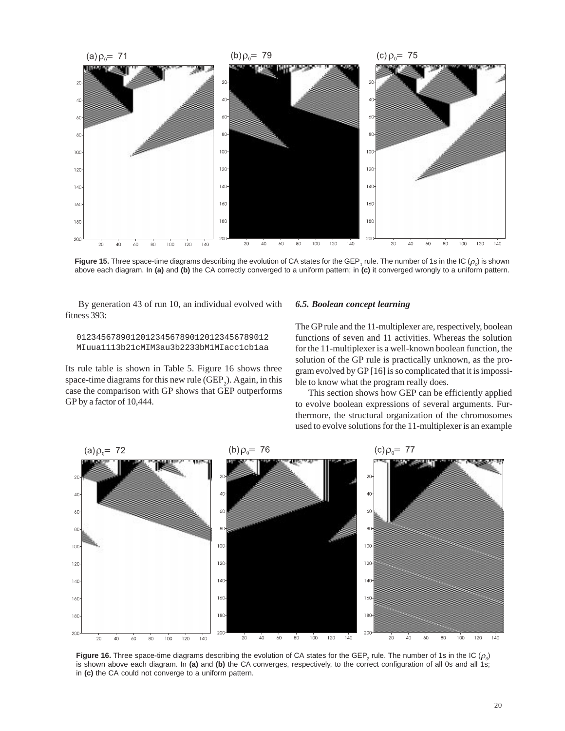Figure 15. Three space-time diagrams describing the evolution of CA states for the $GEP_1$ rule. The number of 1s in the IC ($\rho_o$) is shown above each diagram. In **(a)** and **(b)** the CA correctly converged to a uniform pattern; in **(c)** it converged wrongly to a uniform pattern.

By generation 43 of run 10, an individual evolved with fitness 393:

```
01234567890120123456789012012345678901​2
MIuua1113b21cMIM3au3b2233bM1MIacc1cb1aa
```

Its rule table is shown in Table 5. Figure 16 shows three space-time diagrams for this new rule ($GEP_2$). Again, in this case the comparison with GP shows that GEP outperforms GP by a factor of 10,444.

### *6.5. Boolean concept learning*

The GP rule and the 11-multiplexer are, respectively, boolean functions of seven and 11 activities. Whereas the solution for the 11-multiplexer is a well-known boolean function, the solution of the GP rule is practically unknown, as the program evolved by GP [16] is so complicated that it is impossible to know what the program really does.

This section shows how GEP can be efficiently applied to evolve boolean expressions of several arguments. Furthermore, the structural organization of the chromosomes used to evolve solutions for the 11-multiplexer is an example

Figure 16. Three space-time diagrams describing the evolution of CA states for the $GEP_2$ rule. The number of 1s in the IC ($\rho_o$) is shown above each diagram. In **(a)** and **(b)** the CA converges, respectively, to the correct configuration of all 0s and all 1s; in **(c)** the CA could not converge to a uniform pattern.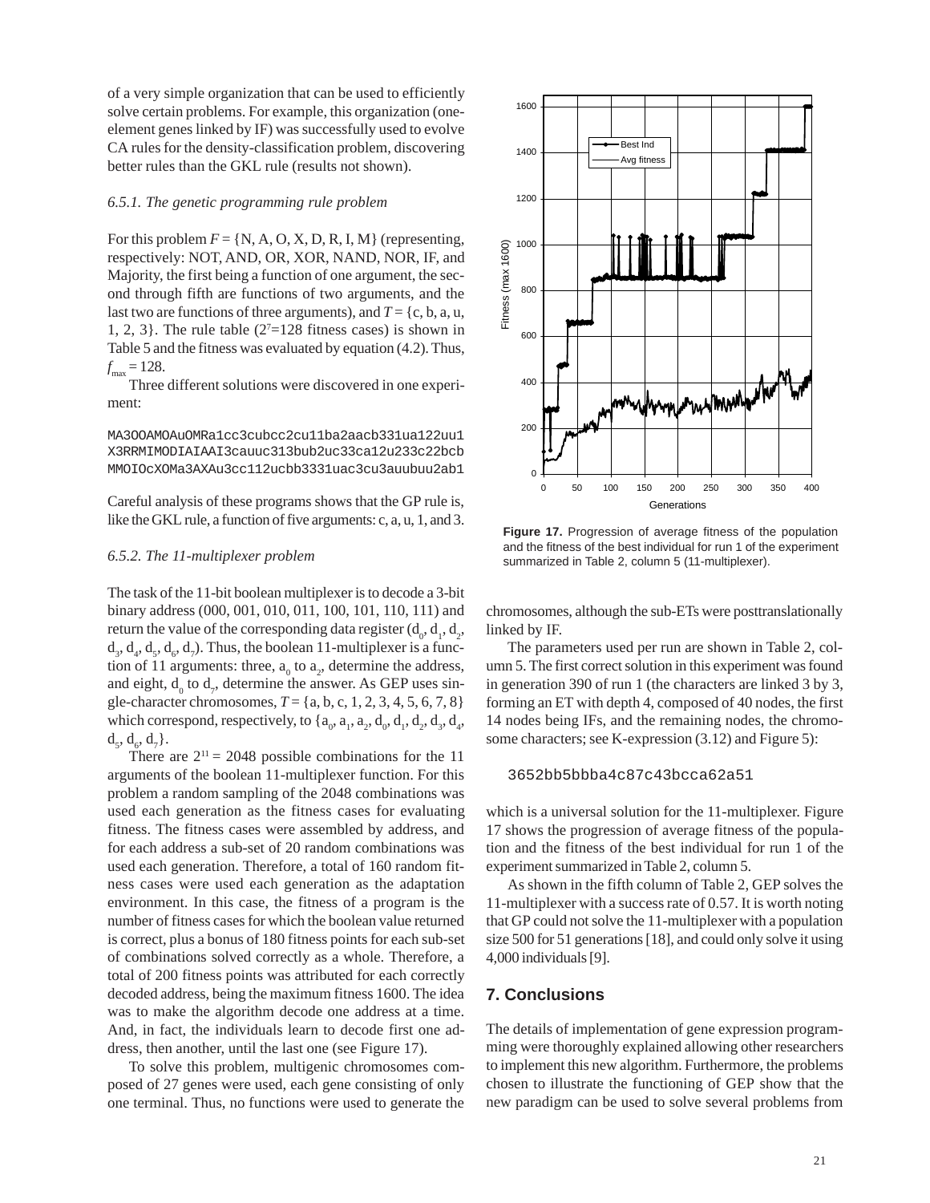of a very simple organization that can be used to efficiently solve certain problems. For example, this organization (one-element genes linked by IF) was successfully used to evolve CA rules for the density-classification problem, discovering better rules than the GKL rule (results not shown).

### *6.5.1. The genetic programming rule problem*

For this problem $F = \{N, A, O, X, D, R, I, M\}$ (representing, respectively: NOT, AND, OR, XOR, NAND, NOR, IF, and Majority, the first being a function of one argument, the second through fifth are functions of two arguments, and the last two are functions of three arguments), and $T = \{c, b, a, u, 1, 2, 3\}$. The rule table ($2^7$=128 fitness cases) is shown in Table 5 and the fitness was evaluated by equation (4.2). Thus, $f_{max} = 128$.

Three different solutions were discovered in one experiment:

```
MA3OOAMOAuOMRa1cc3cubcc2cu11ba2aacb331ua122uu1
X3RRMIMODIAIAAI3cauuc313bub2uc33ca12u233c22bcb
MMOIOcXOMa3AXAu3cc112ucbb3331uac3cu3auubuu2ab1
```

Careful analysis of these programs shows that the GP rule is, like the GKL rule, a function of five arguments: c, a, u, 1, and 3.

### *6.5.2. The 11-multiplexer problem*

The task of the 11-bit boolean multiplexer is to decode a 3-bit binary address (000, 001, 010, 011, 100, 101, 110, 111) and return the value of the corresponding data register ($d_0$, $d_1$, $d_2$, $d_3$, $d_4$, $d_5$, $d_6$, $d_7$). Thus, the boolean 11-multiplexer is a function of 11 arguments: three, $a_0$ to $a_2$, determine the address, and eight, $d_0$ to $d_7$, determine the answer. As GEP uses single-character chromosomes, $T = \{a, b, c, 1, 2, 3, 4, 5, 6, 7, 8\}$ which correspond, respectively, to $\{a_0, a_1, a_2, d_0, d_1, d_2, d_3, d_4, d_5, d_6, d_7\}$.

There are $2^{11} = 2048$ possible combinations for the 11 arguments of the boolean 11-multiplexer function. For this problem a random sampling of the 2048 combinations was used each generation as the fitness cases for evaluating fitness. The fitness cases were assembled by address, and for each address a sub-set of 20 random combinations was used each generation. Therefore, a total of 160 random fitness cases were used each generation as the adaptation environment. In this case, the fitness of a program is the number of fitness cases for which the boolean value returned is correct, plus a bonus of 180 fitness points for each sub-set of combinations solved correctly as a whole. Therefore, a total of 200 fitness points was attributed for each correctly decoded address, being the maximum fitness 1600. The idea was to make the algorithm decode one address at a time. And, in fact, the individuals learn to decode first one address, then another, until the last one (see Figure 17).

To solve this problem, multigenic chromosomes composed of 27 genes were used, each gene consisting of only one terminal. Thus, no functions were used to generate the chromosomes, although the sub-ETs were posttranslationally linked by IF.

**Figure 17.** Progression of average fitness of the population and the fitness of the best individual for run 1 of the experiment summarized in Table 2, column 5 (11-multiplexer).

The parameters used per run are shown in Table 2, column 5. The first correct solution in this experiment was found in generation 390 of run 1 (the characters are linked 3 by 3, forming an ET with depth 4, composed of 40 nodes, the first 14 nodes being IFs, and the remaining nodes, the chromosome characters; see K-expression (3.12) and Figure 5):

```
3652bb5bbba4c87c43bcca62a51
```

which is a universal solution for the 11-multiplexer. Figure 17 shows the progression of average fitness of the population and the fitness of the best individual for run 1 of the experiment summarized in Table 2, column 5.

As shown in the fifth column of Table 2, GEP solves the 11-multiplexer with a success rate of 0.57. It is worth noting that GP could not solve the 11-multiplexer with a population size 500 for 51 generations [18], and could only solve it using 4,000 individuals [9].

## 7. Conclusions

The details of implementation of gene expression programming were thoroughly explained allowing other researchers to implement this new algorithm. Furthermore, the problems chosen to illustrate the functioning of GEP show that the new paradigm can be used to solve several problems from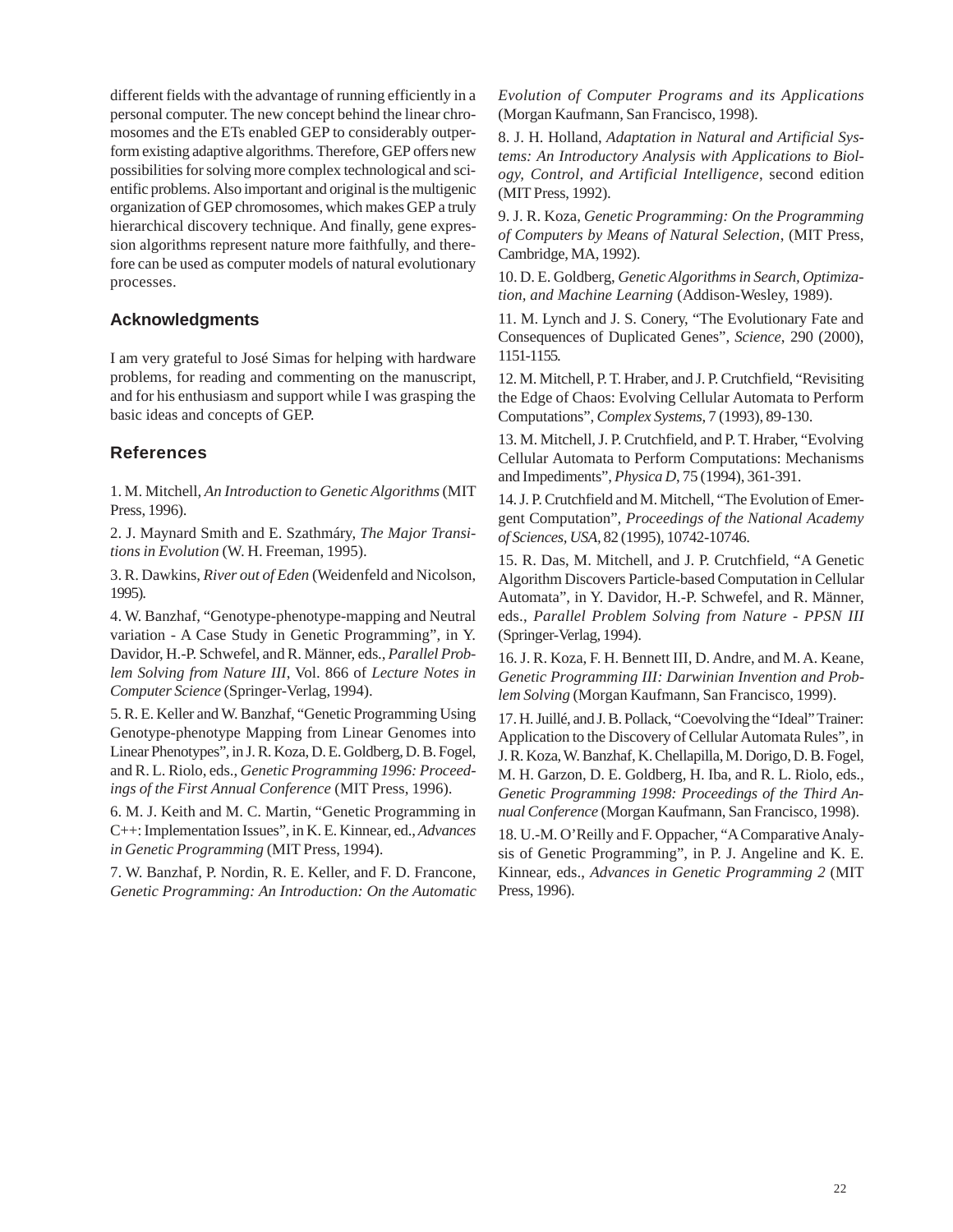different fields with the advantage of running efficiently in a personal computer. The new concept behind the linear chromosomes and the ETs enabled GEP to considerably outperform existing adaptive algorithms. Therefore, GEP offers new possibilities for solving more complex technological and scientific problems. Also important and original is the multigenic organization of GEP chromosomes, which makes GEP a truly hierarchical discovery technique. And finally, gene expression algorithms represent nature more faithfully, and therefore can be used as computer models of natural evolutionary processes.

## Acknowledgments

I am very grateful to José Simas for helping with hardware problems, for reading and commenting on the manuscript, and for his enthusiasm and support while I was grasping the basic ideas and concepts of GEP.

## References

1. M. Mitchell, *An Introduction to Genetic Algorithms* (MIT Press, 1996).

2. J. Maynard Smith and E. Szathmáry, *The Major Transitions in Evolution* (W. H. Freeman, 1995).

3. R. Dawkins, *River out of Eden* (Weidenfeld and Nicolson, 1995).

4. W. Banzhaf, "Genotype-phenotype-mapping and Neutral variation - A Case Study in Genetic Programming", in Y. Davidor, H.-P. Schwefel, and R. Männer, eds., *Parallel Problem Solving from Nature III*, Vol. 866 of *Lecture Notes in Computer Science* (Springer-Verlag, 1994).

5. R. E. Keller and W. Banzhaf, "Genetic Programming Using Genotype-phenotype Mapping from Linear Genomes into Linear Phenotypes", in J. R. Koza, D. E. Goldberg, D. B. Fogel, and R. L. Riolo, eds., *Genetic Programming 1996: Proceedings of the First Annual Conference* (MIT Press, 1996).

6. M. J. Keith and M. C. Martin, "Genetic Programming in C++: Implementation Issues", in K. E. Kinnear, ed., *Advances in Genetic Programming* (MIT Press, 1994).

7. W. Banzhaf, P. Nordin, R. E. Keller, and F. D. Francone, *Genetic Programming: An Introduction: On the Automatic Evolution of Computer Programs and its Applications* (Morgan Kaufmann, San Francisco, 1998).

8. J. H. Holland, *Adaptation in Natural and Artificial Systems: An Introductory Analysis with Applications to Biology, Control, and Artificial Intelligence*, second edition (MIT Press, 1992).

9. J. R. Koza, *Genetic Programming: On the Programming of Computers by Means of Natural Selection*, (MIT Press, Cambridge, MA, 1992).

10. D. E. Goldberg, *Genetic Algorithms in Search, Optimization, and Machine Learning* (Addison-Wesley, 1989).

11. M. Lynch and J. S. Conery, "The Evolutionary Fate and Consequences of Duplicated Genes", *Science*, 290 (2000), 1151-1155.

12. M. Mitchell, P. T. Hraber, and J. P. Crutchfield, "Revisiting the Edge of Chaos: Evolving Cellular Automata to Perform Computations", *Complex Systems*, 7 (1993), 89-130.

13. M. Mitchell, J. P. Crutchfield, and P. T. Hraber, "Evolving Cellular Automata to Perform Computations: Mechanisms and Impediments", *Physica D*, 75 (1994), 361-391.

14. J. P. Crutchfield and M. Mitchell, "The Evolution of Emergent Computation", *Proceedings of the National Academy of Sciences, USA*, 82 (1995), 10742-10746.

15. R. Das, M. Mitchell, and J. P. Crutchfield, "A Genetic Algorithm Discovers Particle-based Computation in Cellular Automata", in Y. Davidor, H.-P. Schwefel, and R. Männer, eds., *Parallel Problem Solving from Nature - PPSN III* (Springer-Verlag, 1994).

16. J. R. Koza, F. H. Bennett III, D. Andre, and M. A. Keane, *Genetic Programming III: Darwinian Invention and Problem Solving* (Morgan Kaufmann, San Francisco, 1999).

17. H. Juillé, and J. B. Pollack, "Coevolving the "Ideal" Trainer: Application to the Discovery of Cellular Automata Rules", in J. R. Koza, W. Banzhaf, K. Chellapilla, M. Dorigo, D. B. Fogel, M. H. Garzon, D. E. Goldberg, H. Iba, and R. L. Riolo, eds., *Genetic Programming 1998: Proceedings of the Third Annual Conference* (Morgan Kaufmann, San Francisco, 1998).

18. U.-M. O'Reilly and F. Oppacher, "A Comparative Analysis of Genetic Programming", in P. J. Angeline and K. E. Kinnear, eds., *Advances in Genetic Programming 2* (MIT Press, 1996).